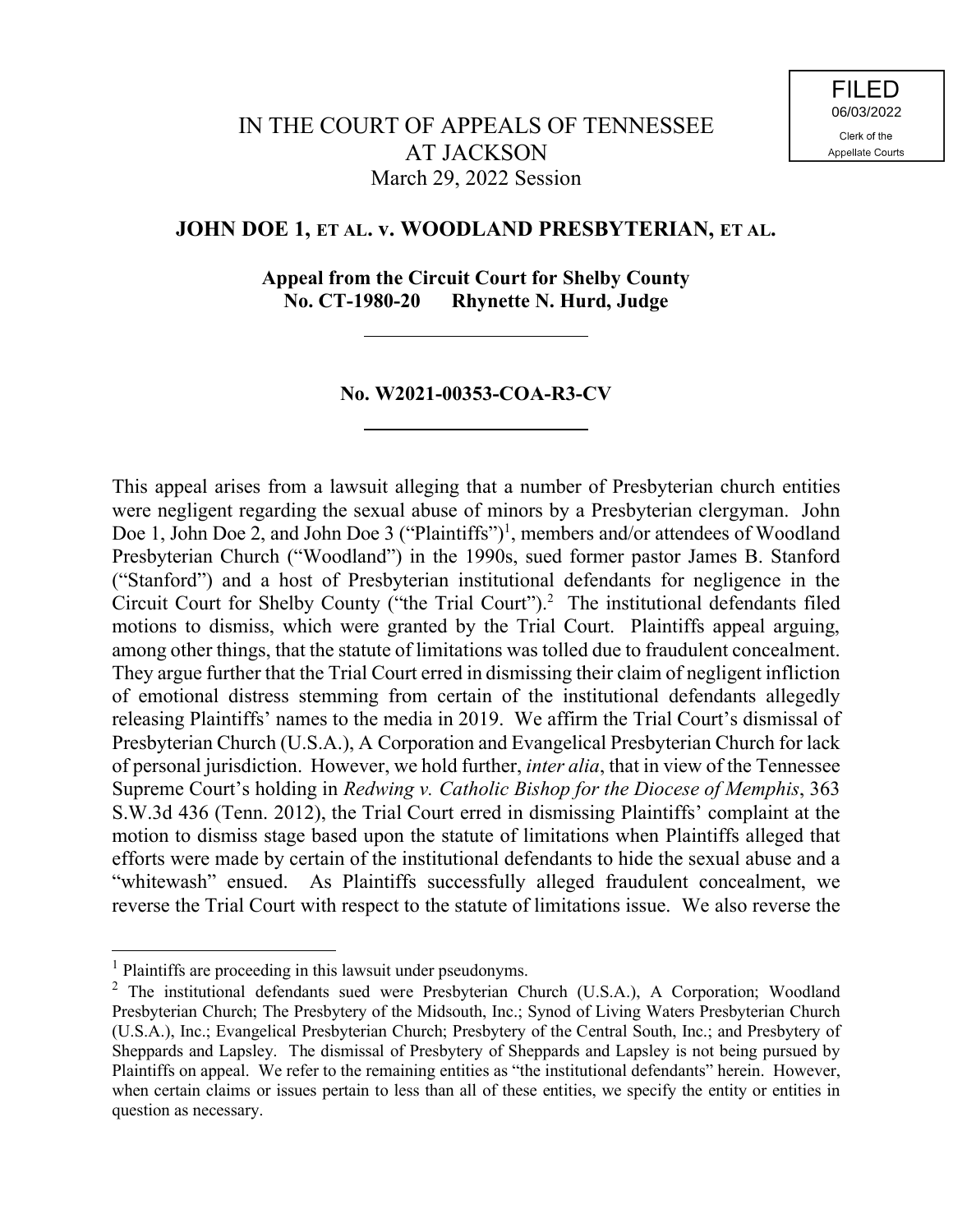FILED
06/03/2022
Clerk of the
Appellate Courts

IN THE COURT OF APPEALS OF TENNESSEE
AT JACKSON
March 29, 2022 Session

**JOHN DOE 1, ET AL. v. WOODLAND PRESBYTERIAN, ET AL.**

**Appeal from the Circuit Court for Shelby County**
**No. CT-1980-20 Rhynette N. Hurd, Judge**

---

**No. W2021-00353-COA-R3-CV**

---

This appeal arises from a lawsuit alleging that a number of Presbyterian church entities were negligent regarding the sexual abuse of minors by a Presbyterian clergyman. John Doe 1, John Doe 2, and John Doe 3 ("Plaintiffs")[1], members and/or attendees of Woodland Presbyterian Church ("Woodland") in the 1990s, sued former pastor James B. Stanford ("Stanford") and a host of Presbyterian institutional defendants for negligence in the Circuit Court for Shelby County ("the Trial Court").[2] The institutional defendants filed motions to dismiss, which were granted by the Trial Court. Plaintiffs appeal arguing, among other things, that the statute of limitations was tolled due to fraudulent concealment. They argue further that the Trial Court erred in dismissing their claim of negligent infliction of emotional distress stemming from certain of the institutional defendants allegedly releasing Plaintiffs' names to the media in 2019. We affirm the Trial Court's dismissal of Presbyterian Church (U.S.A.), A Corporation and Evangelical Presbyterian Church for lack of personal jurisdiction. However, we hold further, *inter alia*, that in view of the Tennessee Supreme Court's holding in *Redwing v. Catholic Bishop for the Diocese of Memphis*, 363 S.W.3d 436 (Tenn. 2012), the Trial Court erred in dismissing Plaintiffs' complaint at the motion to dismiss stage based upon the statute of limitations when Plaintiffs alleged that efforts were made by certain of the institutional defendants to hide the sexual abuse and a "whitewash" ensued. As Plaintiffs successfully alleged fraudulent concealment, we reverse the Trial Court with respect to the statute of limitations issue. We also reverse the

---

[1] Plaintiffs are proceeding in this lawsuit under pseudonyms.

[2] The institutional defendants sued were Presbyterian Church (U.S.A.), A Corporation; Woodland Presbyterian Church; The Presbytery of the Midsouth, Inc.; Synod of Living Waters Presbyterian Church (U.S.A.), Inc.; Evangelical Presbyterian Church; Presbytery of the Central South, Inc.; and Presbytery of Sheppards and Lapsley. The dismissal of Presbytery of Sheppards and Lapsley is not being pursued by Plaintiffs on appeal. We refer to the remaining entities as "the institutional defendants" herein. However, when certain claims or issues pertain to less than all of these entities, we specify the entity or entities in question as necessary.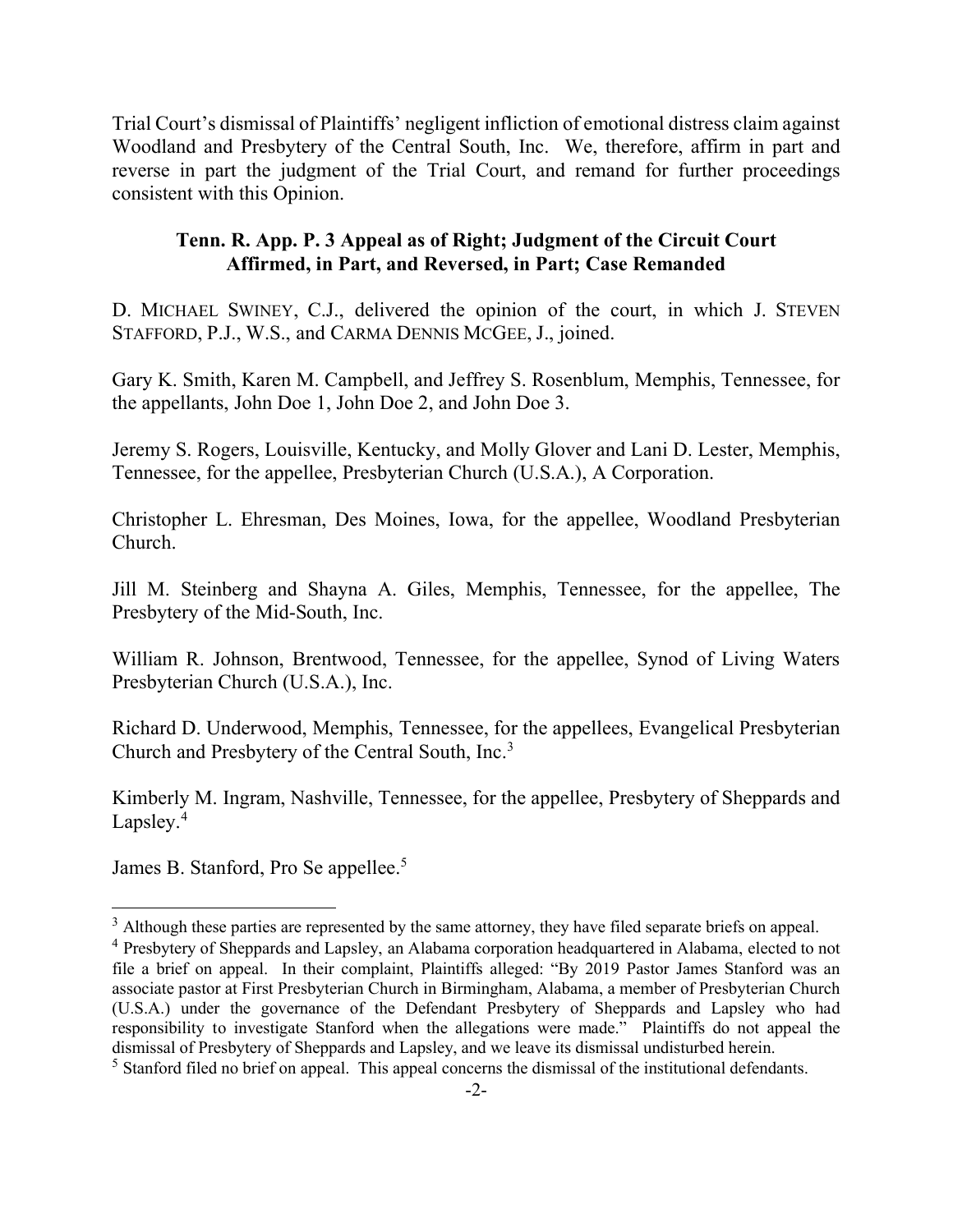Trial Court's dismissal of Plaintiffs' negligent infliction of emotional distress claim against Woodland and Presbytery of the Central South, Inc. We, therefore, affirm in part and reverse in part the judgment of the Trial Court, and remand for further proceedings consistent with this Opinion.

**Tenn. R. App. P. 3 Appeal as of Right; Judgment of the Circuit Court Affirmed, in Part, and Reversed, in Part; Case Remanded**

D. MICHAEL SWINEY, C.J., delivered the opinion of the court, in which J. STEVEN STAFFORD, P.J., W.S., and CARMA DENNIS MCGEE, J., joined.

Gary K. Smith, Karen M. Campbell, and Jeffrey S. Rosenblum, Memphis, Tennessee, for the appellants, John Doe 1, John Doe 2, and John Doe 3.

Jeremy S. Rogers, Louisville, Kentucky, and Molly Glover and Lani D. Lester, Memphis, Tennessee, for the appellee, Presbyterian Church (U.S.A.), A Corporation.

Christopher L. Ehresman, Des Moines, Iowa, for the appellee, Woodland Presbyterian Church.

Jill M. Steinberg and Shayna A. Giles, Memphis, Tennessee, for the appellee, The Presbytery of the Mid-South, Inc.

William R. Johnson, Brentwood, Tennessee, for the appellee, Synod of Living Waters Presbyterian Church (U.S.A.), Inc.

Richard D. Underwood, Memphis, Tennessee, for the appellees, Evangelical Presbyterian Church and Presbytery of the Central South, Inc.[3]

Kimberly M. Ingram, Nashville, Tennessee, for the appellee, Presbytery of Sheppards and Lapsley.[4]

James B. Stanford, Pro Se appellee.[5]

---

[3] Although these parties are represented by the same attorney, they have filed separate briefs on appeal.

[4] Presbytery of Sheppards and Lapsley, an Alabama corporation headquartered in Alabama, elected to not file a brief on appeal. In their complaint, Plaintiffs alleged: "By 2019 Pastor James Stanford was an associate pastor at First Presbyterian Church in Birmingham, Alabama, a member of Presbyterian Church (U.S.A.) under the governance of the Defendant Presbytery of Sheppards and Lapsley who had responsibility to investigate Stanford when the allegations were made." Plaintiffs do not appeal the dismissal of Presbytery of Sheppards and Lapsley, and we leave its dismissal undisturbed herein.

[5] Stanford filed no brief on appeal. This appeal concerns the dismissal of the institutional defendants.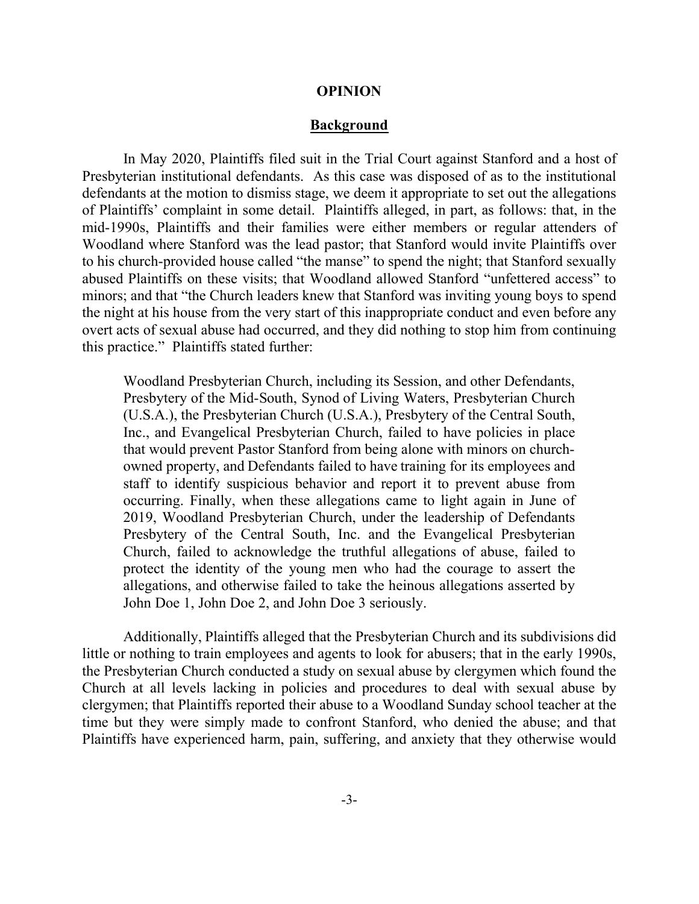# OPINION

## Background

In May 2020, Plaintiffs filed suit in the Trial Court against Stanford and a host of Presbyterian institutional defendants. As this case was disposed of as to the institutional defendants at the motion to dismiss stage, we deem it appropriate to set out the allegations of Plaintiffs' complaint in some detail. Plaintiffs alleged, in part, as follows: that, in the mid-1990s, Plaintiffs and their families were either members or regular attenders of Woodland where Stanford was the lead pastor; that Stanford would invite Plaintiffs over to his church-provided house called "the manse" to spend the night; that Stanford sexually abused Plaintiffs on these visits; that Woodland allowed Stanford "unfettered access" to minors; and that "the Church leaders knew that Stanford was inviting young boys to spend the night at his house from the very start of this inappropriate conduct and even before any overt acts of sexual abuse had occurred, and they did nothing to stop him from continuing this practice." Plaintiffs stated further:

> Woodland Presbyterian Church, including its Session, and other Defendants, Presbytery of the Mid-South, Synod of Living Waters, Presbyterian Church (U.S.A.), the Presbyterian Church (U.S.A.), Presbytery of the Central South, Inc., and Evangelical Presbyterian Church, failed to have policies in place that would prevent Pastor Stanford from being alone with minors on church-owned property, and Defendants failed to have training for its employees and staff to identify suspicious behavior and report it to prevent abuse from occurring. Finally, when these allegations came to light again in June of 2019, Woodland Presbyterian Church, under the leadership of Defendants Presbytery of the Central South, Inc. and the Evangelical Presbyterian Church, failed to acknowledge the truthful allegations of abuse, failed to protect the identity of the young men who had the courage to assert the allegations, and otherwise failed to take the heinous allegations asserted by John Doe 1, John Doe 2, and John Doe 3 seriously.

Additionally, Plaintiffs alleged that the Presbyterian Church and its subdivisions did little or nothing to train employees and agents to look for abusers; that in the early 1990s, the Presbyterian Church conducted a study on sexual abuse by clergymen which found the Church at all levels lacking in policies and procedures to deal with sexual abuse by clergymen; that Plaintiffs reported their abuse to a Woodland Sunday school teacher at the time but they were simply made to confront Stanford, who denied the abuse; and that Plaintiffs have experienced harm, pain, suffering, and anxiety that they otherwise would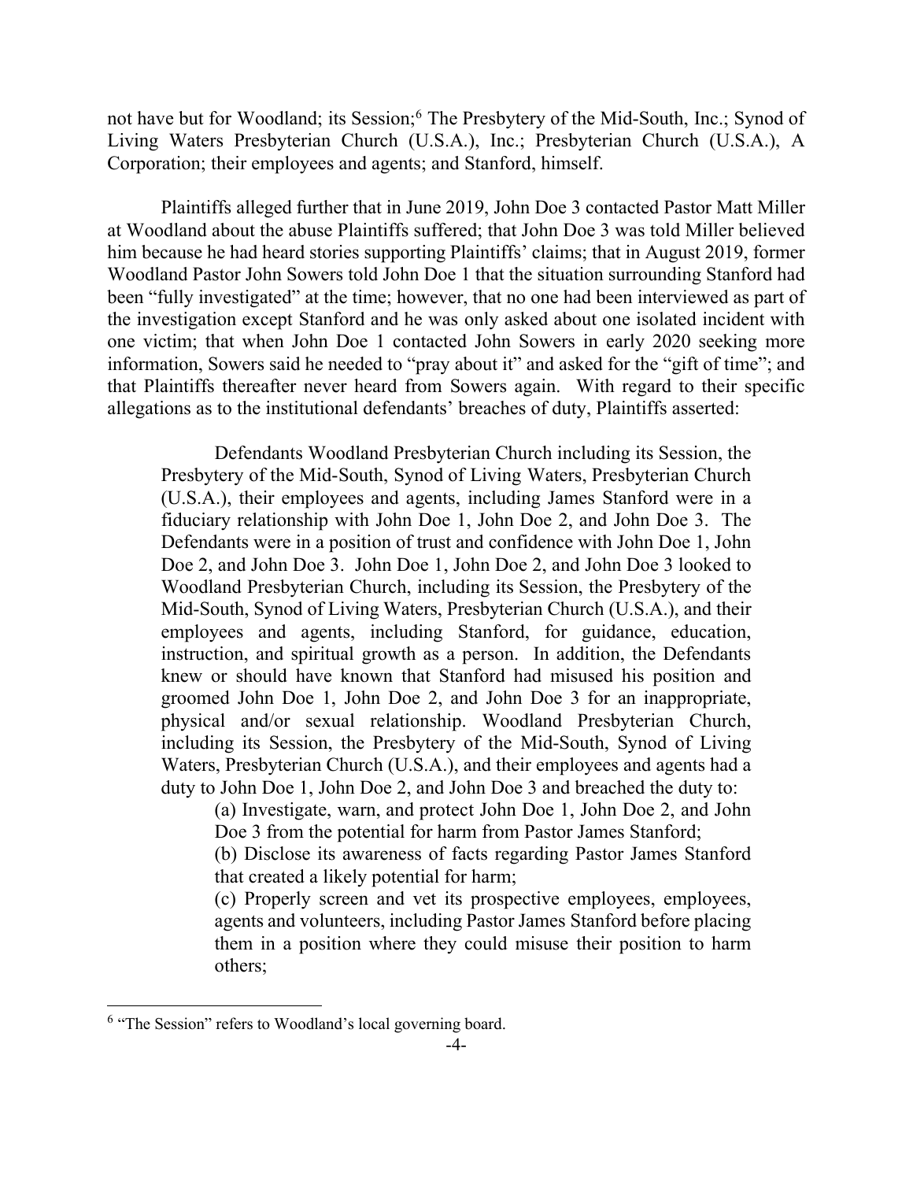not have but for Woodland; its Session;[6] The Presbytery of the Mid-South, Inc.; Synod of Living Waters Presbyterian Church (U.S.A.), Inc.; Presbyterian Church (U.S.A.), A Corporation; their employees and agents; and Stanford, himself.

Plaintiffs alleged further that in June 2019, John Doe 3 contacted Pastor Matt Miller at Woodland about the abuse Plaintiffs suffered; that John Doe 3 was told Miller believed him because he had heard stories supporting Plaintiffs' claims; that in August 2019, former Woodland Pastor John Sowers told John Doe 1 that the situation surrounding Stanford had been "fully investigated" at the time; however, that no one had been interviewed as part of the investigation except Stanford and he was only asked about one isolated incident with one victim; that when John Doe 1 contacted John Sowers in early 2020 seeking more information, Sowers said he needed to "pray about it" and asked for the "gift of time"; and that Plaintiffs thereafter never heard from Sowers again. With regard to their specific allegations as to the institutional defendants' breaches of duty, Plaintiffs asserted:

> Defendants Woodland Presbyterian Church including its Session, the Presbytery of the Mid-South, Synod of Living Waters, Presbyterian Church (U.S.A.), their employees and agents, including James Stanford were in a fiduciary relationship with John Doe 1, John Doe 2, and John Doe 3. The Defendants were in a position of trust and confidence with John Doe 1, John Doe 2, and John Doe 3. John Doe 1, John Doe 2, and John Doe 3 looked to Woodland Presbyterian Church, including its Session, the Presbytery of the Mid-South, Synod of Living Waters, Presbyterian Church (U.S.A.), and their employees and agents, including Stanford, for guidance, education, instruction, and spiritual growth as a person. In addition, the Defendants knew or should have known that Stanford had misused his position and groomed John Doe 1, John Doe 2, and John Doe 3 for an inappropriate, physical and/or sexual relationship. Woodland Presbyterian Church, including its Session, the Presbytery of the Mid-South, Synod of Living Waters, Presbyterian Church (U.S.A.), and their employees and agents had a duty to John Doe 1, John Doe 2, and John Doe 3 and breached the duty to:
>
> (a) Investigate, warn, and protect John Doe 1, John Doe 2, and John Doe 3 from the potential for harm from Pastor James Stanford;
>
> (b) Disclose its awareness of facts regarding Pastor James Stanford that created a likely potential for harm;
>
> (c) Properly screen and vet its prospective employees, employees, agents and volunteers, including Pastor James Stanford before placing them in a position where they could misuse their position to harm others;

---

[6] "The Session" refers to Woodland's local governing board.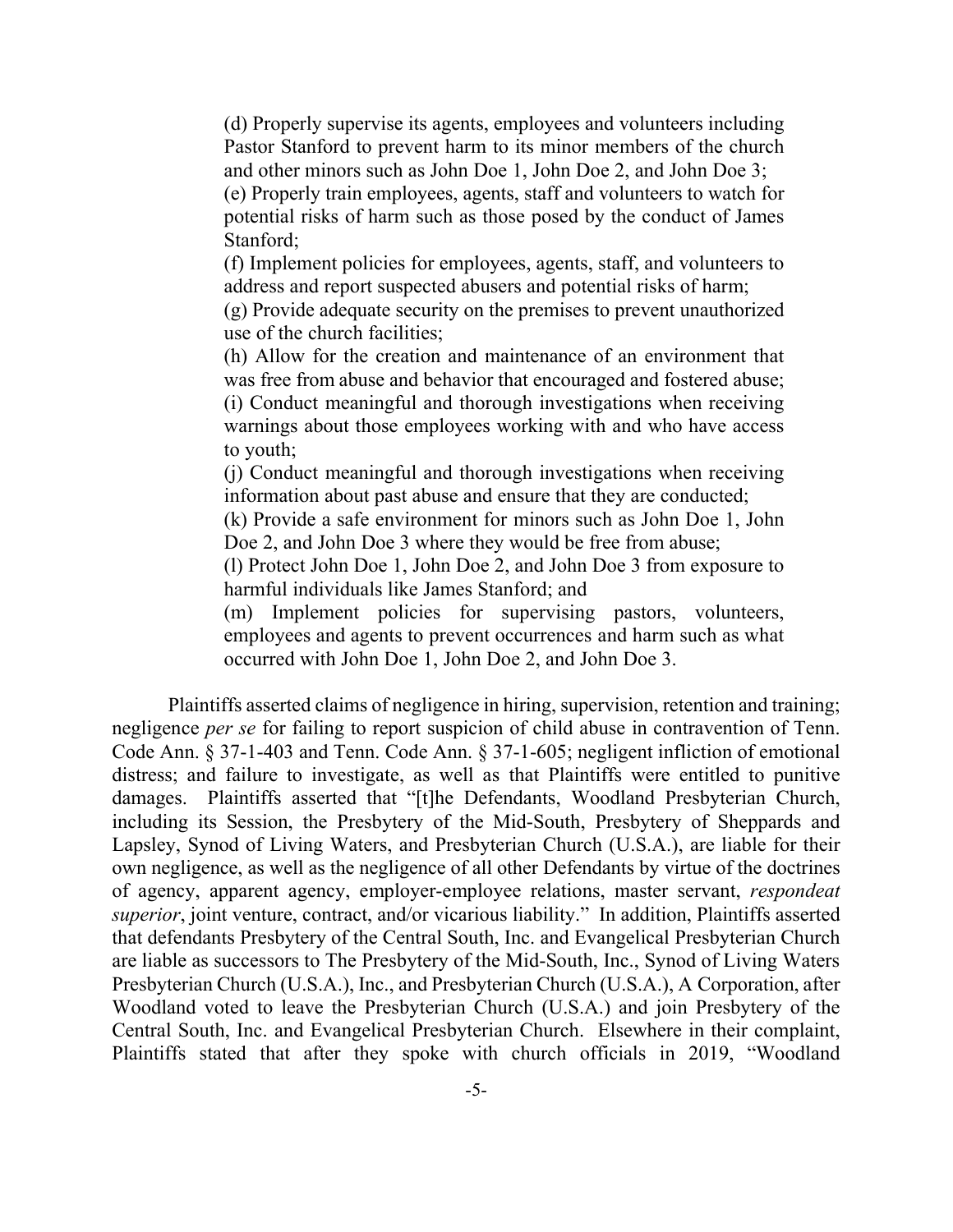> (d) Properly supervise its agents, employees and volunteers including Pastor Stanford to prevent harm to its minor members of the church and other minors such as John Doe 1, John Doe 2, and John Doe 3;
> (e) Properly train employees, agents, staff and volunteers to watch for potential risks of harm such as those posed by the conduct of James Stanford;
> (f) Implement policies for employees, agents, staff, and volunteers to address and report suspected abusers and potential risks of harm;
> (g) Provide adequate security on the premises to prevent unauthorized use of the church facilities;
> (h) Allow for the creation and maintenance of an environment that was free from abuse and behavior that encouraged and fostered abuse;
> (i) Conduct meaningful and thorough investigations when receiving warnings about those employees working with and who have access to youth;
> (j) Conduct meaningful and thorough investigations when receiving information about past abuse and ensure that they are conducted;
> (k) Provide a safe environment for minors such as John Doe 1, John Doe 2, and John Doe 3 where they would be free from abuse;
> (l) Protect John Doe 1, John Doe 2, and John Doe 3 from exposure to harmful individuals like James Stanford; and
> (m) Implement policies for supervising pastors, volunteers, employees and agents to prevent occurrences and harm such as what occurred with John Doe 1, John Doe 2, and John Doe 3.

Plaintiffs asserted claims of negligence in hiring, supervision, retention and training; negligence *per se* for failing to report suspicion of child abuse in contravention of Tenn. Code Ann. § 37-1-403 and Tenn. Code Ann. § 37-1-605; negligent infliction of emotional distress; and failure to investigate, as well as that Plaintiffs were entitled to punitive damages. Plaintiffs asserted that "[t]he Defendants, Woodland Presbyterian Church, including its Session, the Presbytery of the Mid-South, Presbytery of Sheppards and Lapsley, Synod of Living Waters, and Presbyterian Church (U.S.A.), are liable for their own negligence, as well as the negligence of all other Defendants by virtue of the doctrines of agency, apparent agency, employer-employee relations, master servant, *respondeat superior*, joint venture, contract, and/or vicarious liability." In addition, Plaintiffs asserted that defendants Presbytery of the Central South, Inc. and Evangelical Presbyterian Church are liable as successors to The Presbytery of the Mid-South, Inc., Synod of Living Waters Presbyterian Church (U.S.A.), Inc., and Presbyterian Church (U.S.A.), A Corporation, after Woodland voted to leave the Presbyterian Church (U.S.A.) and join Presbytery of the Central South, Inc. and Evangelical Presbyterian Church. Elsewhere in their complaint, Plaintiffs stated that after they spoke with church officials in 2019, "Woodland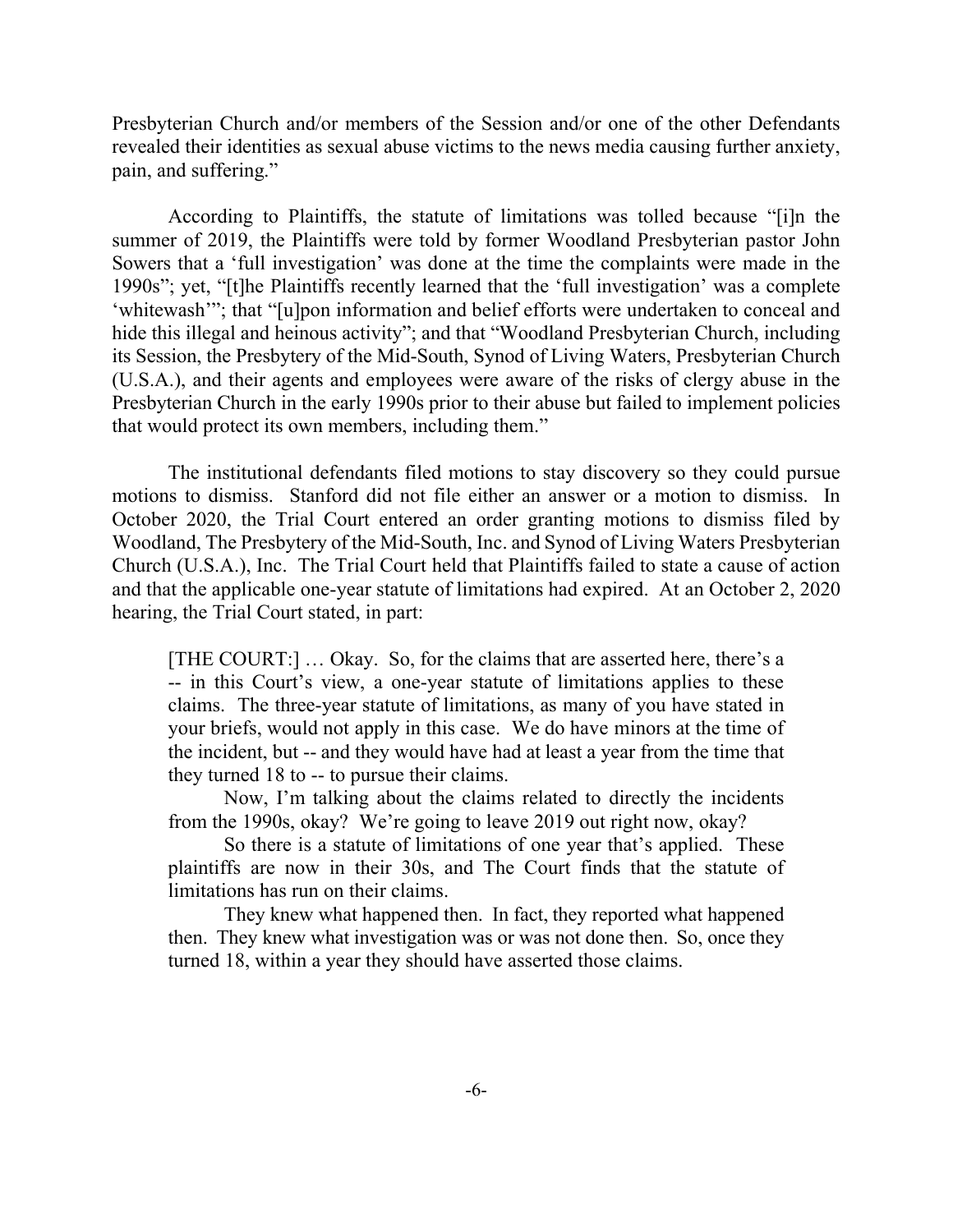Presbyterian Church and/or members of the Session and/or one of the other Defendants revealed their identities as sexual abuse victims to the news media causing further anxiety, pain, and suffering."

According to Plaintiffs, the statute of limitations was tolled because "[i]n the summer of 2019, the Plaintiffs were told by former Woodland Presbyterian pastor John Sowers that a 'full investigation' was done at the time the complaints were made in the 1990s"; yet, "[t]he Plaintiffs recently learned that the 'full investigation' was a complete 'whitewash'"; that "[u]pon information and belief efforts were undertaken to conceal and hide this illegal and heinous activity"; and that "Woodland Presbyterian Church, including its Session, the Presbytery of the Mid-South, Synod of Living Waters, Presbyterian Church (U.S.A.), and their agents and employees were aware of the risks of clergy abuse in the Presbyterian Church in the early 1990s prior to their abuse but failed to implement policies that would protect its own members, including them."

The institutional defendants filed motions to stay discovery so they could pursue motions to dismiss. Stanford did not file either an answer or a motion to dismiss. In October 2020, the Trial Court entered an order granting motions to dismiss filed by Woodland, The Presbytery of the Mid-South, Inc. and Synod of Living Waters Presbyterian Church (U.S.A.), Inc. The Trial Court held that Plaintiffs failed to state a cause of action and that the applicable one-year statute of limitations had expired. At an October 2, 2020 hearing, the Trial Court stated, in part:

> [THE COURT:] … Okay. So, for the claims that are asserted here, there's a -- in this Court's view, a one-year statute of limitations applies to these claims. The three-year statute of limitations, as many of you have stated in your briefs, would not apply in this case. We do have minors at the time of the incident, but -- and they would have had at least a year from the time that they turned 18 to -- to pursue their claims.
>
> Now, I'm talking about the claims related to directly the incidents from the 1990s, okay? We're going to leave 2019 out right now, okay?
>
> So there is a statute of limitations of one year that's applied. These plaintiffs are now in their 30s, and The Court finds that the statute of limitations has run on their claims.
>
> They knew what happened then. In fact, they reported what happened then. They knew what investigation was or was not done then. So, once they turned 18, within a year they should have asserted those claims.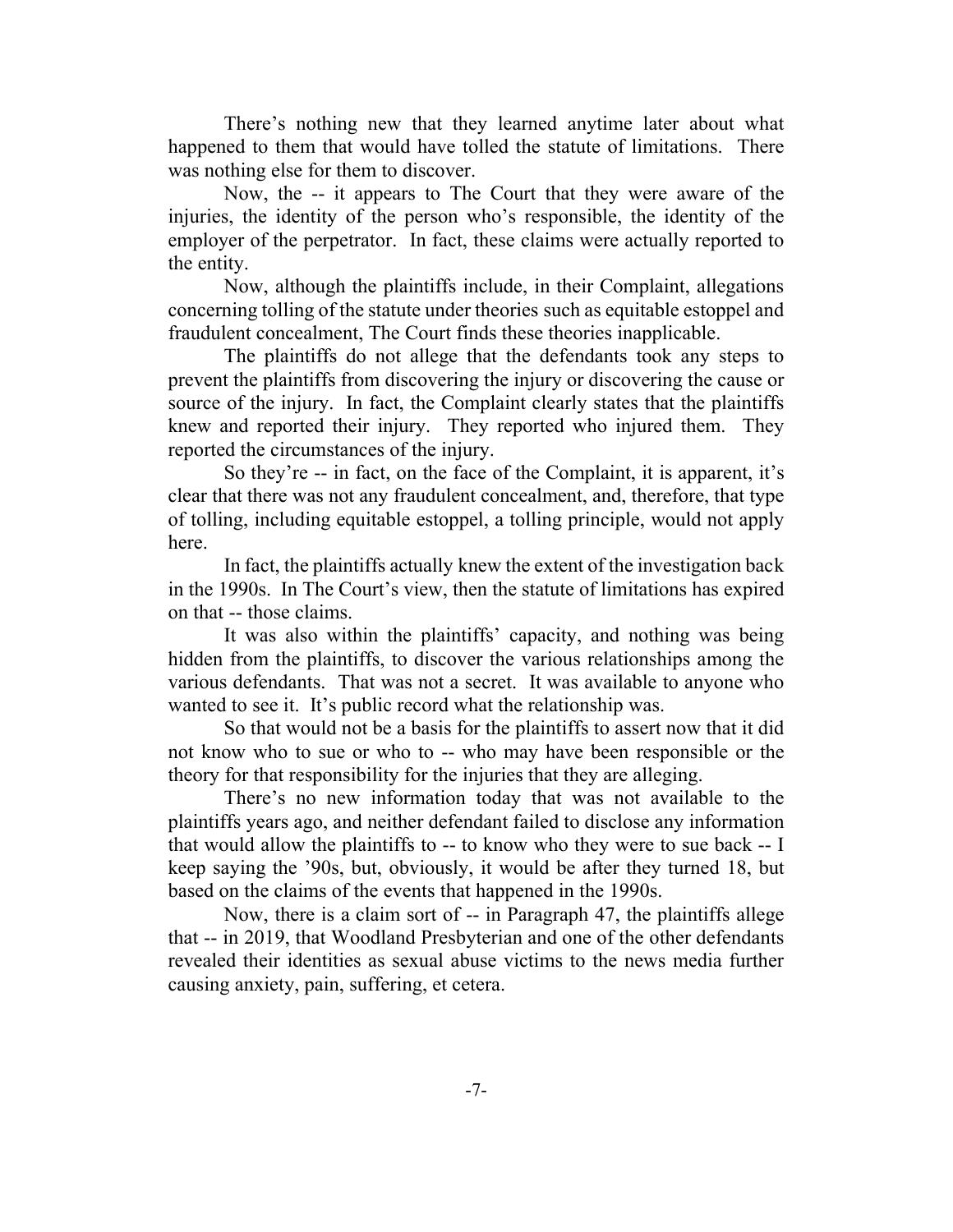There's nothing new that they learned anytime later about what happened to them that would have tolled the statute of limitations. There was nothing else for them to discover.

Now, the -- it appears to The Court that they were aware of the injuries, the identity of the person who's responsible, the identity of the employer of the perpetrator. In fact, these claims were actually reported to the entity.

Now, although the plaintiffs include, in their Complaint, allegations concerning tolling of the statute under theories such as equitable estoppel and fraudulent concealment, The Court finds these theories inapplicable.

The plaintiffs do not allege that the defendants took any steps to prevent the plaintiffs from discovering the injury or discovering the cause or source of the injury. In fact, the Complaint clearly states that the plaintiffs knew and reported their injury. They reported who injured them. They reported the circumstances of the injury.

So they're -- in fact, on the face of the Complaint, it is apparent, it's clear that there was not any fraudulent concealment, and, therefore, that type of tolling, including equitable estoppel, a tolling principle, would not apply here.

In fact, the plaintiffs actually knew the extent of the investigation back in the 1990s. In The Court's view, then the statute of limitations has expired on that -- those claims.

It was also within the plaintiffs' capacity, and nothing was being hidden from the plaintiffs, to discover the various relationships among the various defendants. That was not a secret. It was available to anyone who wanted to see it. It's public record what the relationship was.

So that would not be a basis for the plaintiffs to assert now that it did not know who to sue or who to -- who may have been responsible or the theory for that responsibility for the injuries that they are alleging.

There's no new information today that was not available to the plaintiffs years ago, and neither defendant failed to disclose any information that would allow the plaintiffs to -- to know who they were to sue back -- I keep saying the '90s, but, obviously, it would be after they turned 18, but based on the claims of the events that happened in the 1990s.

Now, there is a claim sort of -- in Paragraph 47, the plaintiffs allege that -- in 2019, that Woodland Presbyterian and one of the other defendants revealed their identities as sexual abuse victims to the news media further causing anxiety, pain, suffering, et cetera.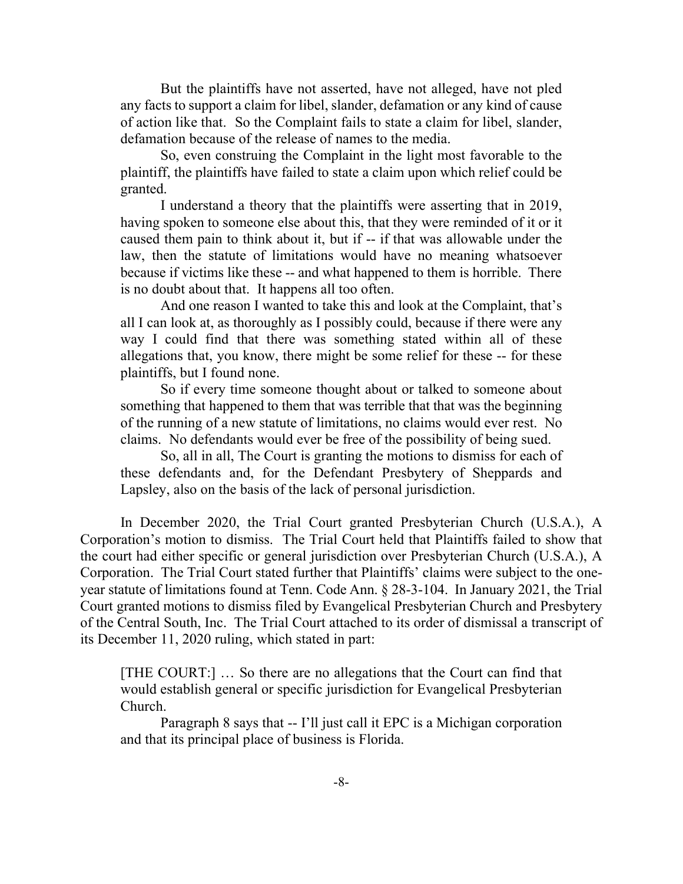But the plaintiffs have not asserted, have not alleged, have not pled any facts to support a claim for libel, slander, defamation or any kind of cause of action like that. So the Complaint fails to state a claim for libel, slander, defamation because of the release of names to the media.

So, even construing the Complaint in the light most favorable to the plaintiff, the plaintiffs have failed to state a claim upon which relief could be granted.

I understand a theory that the plaintiffs were asserting that in 2019, having spoken to someone else about this, that they were reminded of it or it caused them pain to think about it, but if -- if that was allowable under the law, then the statute of limitations would have no meaning whatsoever because if victims like these -- and what happened to them is horrible. There is no doubt about that. It happens all too often.

And one reason I wanted to take this and look at the Complaint, that's all I can look at, as thoroughly as I possibly could, because if there were any way I could find that there was something stated within all of these allegations that, you know, there might be some relief for these -- for these plaintiffs, but I found none.

So if every time someone thought about or talked to someone about something that happened to them that was terrible that that was the beginning of the running of a new statute of limitations, no claims would ever rest. No claims. No defendants would ever be free of the possibility of being sued.

So, all in all, The Court is granting the motions to dismiss for each of these defendants and, for the Defendant Presbytery of Sheppards and Lapsley, also on the basis of the lack of personal jurisdiction.

In December 2020, the Trial Court granted Presbyterian Church (U.S.A.), A Corporation's motion to dismiss. The Trial Court held that Plaintiffs failed to show that the court had either specific or general jurisdiction over Presbyterian Church (U.S.A.), A Corporation. The Trial Court stated further that Plaintiffs' claims were subject to the one-year statute of limitations found at Tenn. Code Ann. § 28-3-104. In January 2021, the Trial Court granted motions to dismiss filed by Evangelical Presbyterian Church and Presbytery of the Central South, Inc. The Trial Court attached to its order of dismissal a transcript of its December 11, 2020 ruling, which stated in part:

[THE COURT:] … So there are no allegations that the Court can find that would establish general or specific jurisdiction for Evangelical Presbyterian Church.

Paragraph 8 says that -- I'll just call it EPC is a Michigan corporation and that its principal place of business is Florida.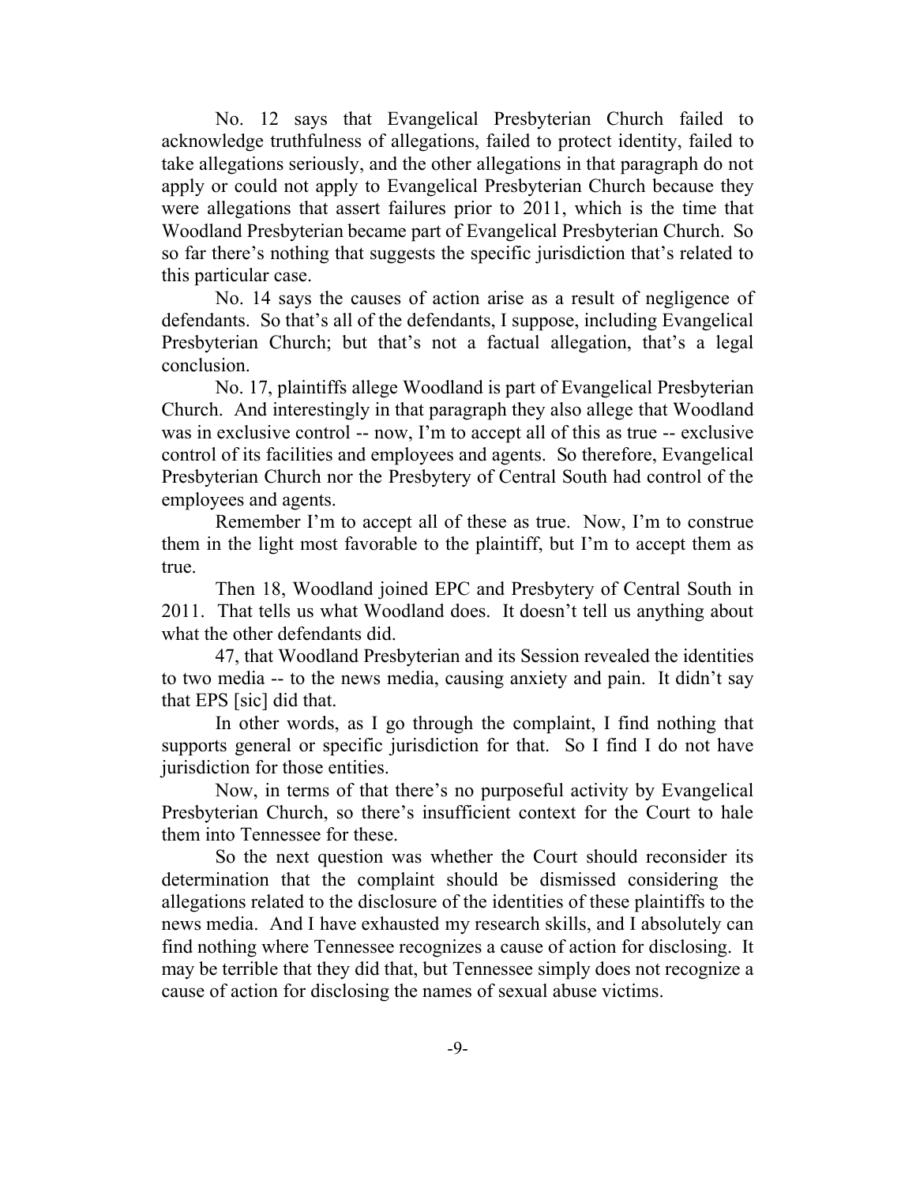No. 12 says that Evangelical Presbyterian Church failed to acknowledge truthfulness of allegations, failed to protect identity, failed to take allegations seriously, and the other allegations in that paragraph do not apply or could not apply to Evangelical Presbyterian Church because they were allegations that assert failures prior to 2011, which is the time that Woodland Presbyterian became part of Evangelical Presbyterian Church. So so far there's nothing that suggests the specific jurisdiction that's related to this particular case.

No. 14 says the causes of action arise as a result of negligence of defendants. So that's all of the defendants, I suppose, including Evangelical Presbyterian Church; but that's not a factual allegation, that's a legal conclusion.

No. 17, plaintiffs allege Woodland is part of Evangelical Presbyterian Church. And interestingly in that paragraph they also allege that Woodland was in exclusive control -- now, I'm to accept all of this as true -- exclusive control of its facilities and employees and agents. So therefore, Evangelical Presbyterian Church nor the Presbytery of Central South had control of the employees and agents.

Remember I'm to accept all of these as true. Now, I'm to construe them in the light most favorable to the plaintiff, but I'm to accept them as true.

Then 18, Woodland joined EPC and Presbytery of Central South in 2011. That tells us what Woodland does. It doesn't tell us anything about what the other defendants did.

47, that Woodland Presbyterian and its Session revealed the identities to two media -- to the news media, causing anxiety and pain. It didn't say that EPS [sic] did that.

In other words, as I go through the complaint, I find nothing that supports general or specific jurisdiction for that. So I find I do not have jurisdiction for those entities.

Now, in terms of that there's no purposeful activity by Evangelical Presbyterian Church, so there's insufficient context for the Court to hale them into Tennessee for these.

So the next question was whether the Court should reconsider its determination that the complaint should be dismissed considering the allegations related to the disclosure of the identities of these plaintiffs to the news media. And I have exhausted my research skills, and I absolutely can find nothing where Tennessee recognizes a cause of action for disclosing. It may be terrible that they did that, but Tennessee simply does not recognize a cause of action for disclosing the names of sexual abuse victims.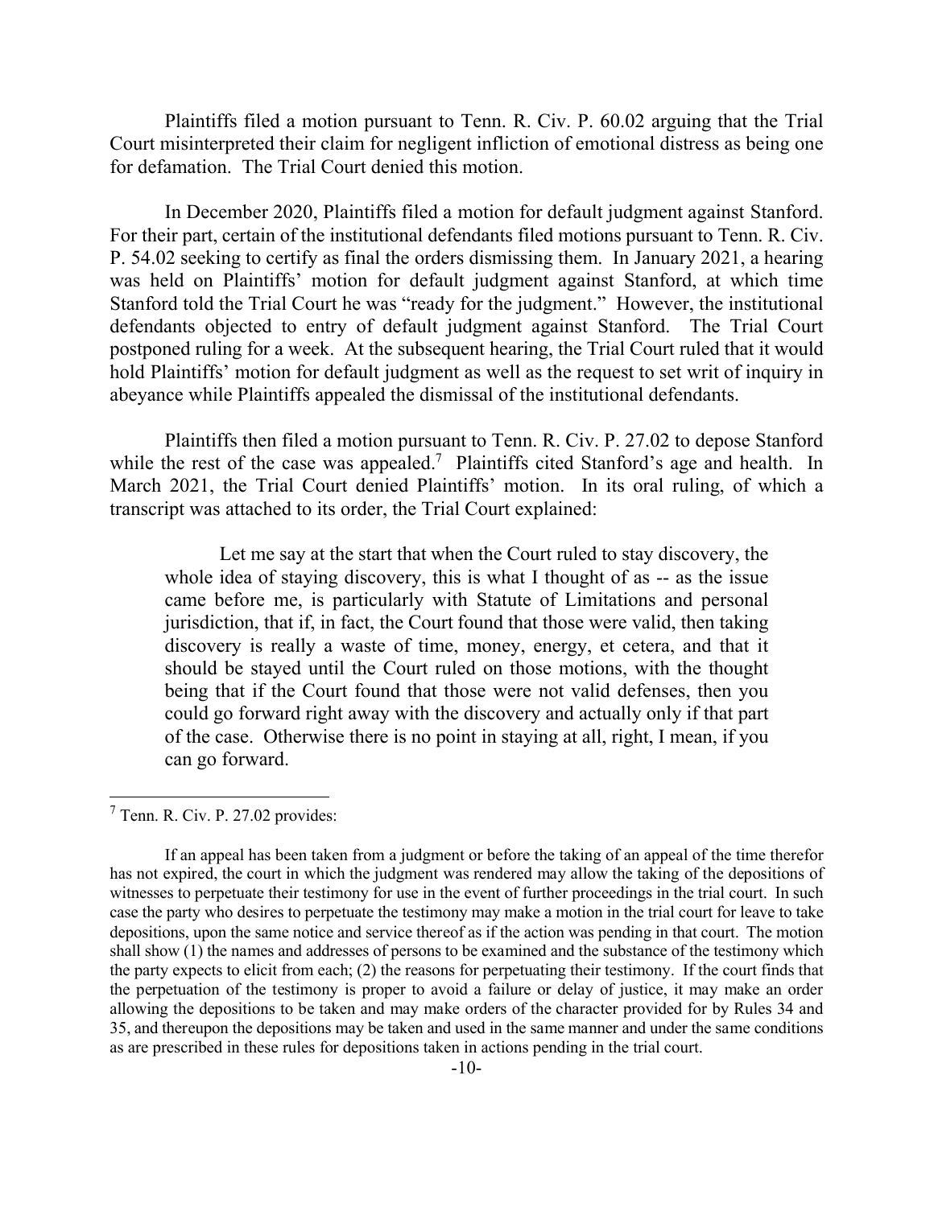Plaintiffs filed a motion pursuant to Tenn. R. Civ. P. 60.02 arguing that the Trial Court misinterpreted their claim for negligent infliction of emotional distress as being one for defamation. The Trial Court denied this motion.

In December 2020, Plaintiffs filed a motion for default judgment against Stanford. For their part, certain of the institutional defendants filed motions pursuant to Tenn. R. Civ. P. 54.02 seeking to certify as final the orders dismissing them. In January 2021, a hearing was held on Plaintiffs' motion for default judgment against Stanford, at which time Stanford told the Trial Court he was "ready for the judgment." However, the institutional defendants objected to entry of default judgment against Stanford. The Trial Court postponed ruling for a week. At the subsequent hearing, the Trial Court ruled that it would hold Plaintiffs' motion for default judgment as well as the request to set writ of inquiry in abeyance while Plaintiffs appealed the dismissal of the institutional defendants.

Plaintiffs then filed a motion pursuant to Tenn. R. Civ. P. 27.02 to depose Stanford while the rest of the case was appealed.[7] Plaintiffs cited Stanford's age and health. In March 2021, the Trial Court denied Plaintiffs' motion. In its oral ruling, of which a transcript was attached to its order, the Trial Court explained:

> Let me say at the start that when the Court ruled to stay discovery, the whole idea of staying discovery, this is what I thought of as -- as the issue came before me, is particularly with Statute of Limitations and personal jurisdiction, that if, in fact, the Court found that those were valid, then taking discovery is really a waste of time, money, energy, et cetera, and that it should be stayed until the Court ruled on those motions, with the thought being that if the Court found that those were not valid defenses, then you could go forward right away with the discovery and actually only if that part of the case. Otherwise there is no point in staying at all, right, I mean, if you can go forward.

---

[7] Tenn. R. Civ. P. 27.02 provides:

> If an appeal has been taken from a judgment or before the taking of an appeal of the time therefor has not expired, the court in which the judgment was rendered may allow the taking of the depositions of witnesses to perpetuate their testimony for use in the event of further proceedings in the trial court. In such case the party who desires to perpetuate the testimony may make a motion in the trial court for leave to take depositions, upon the same notice and service thereof as if the action was pending in that court. The motion shall show (1) the names and addresses of persons to be examined and the substance of the testimony which the party expects to elicit from each; (2) the reasons for perpetuating their testimony. If the court finds that the perpetuation of the testimony is proper to avoid a failure or delay of justice, it may make an order allowing the depositions to be taken and may make orders of the character provided for by Rules 34 and 35, and thereupon the depositions may be taken and used in the same manner and under the same conditions as are prescribed in these rules for depositions taken in actions pending in the trial court.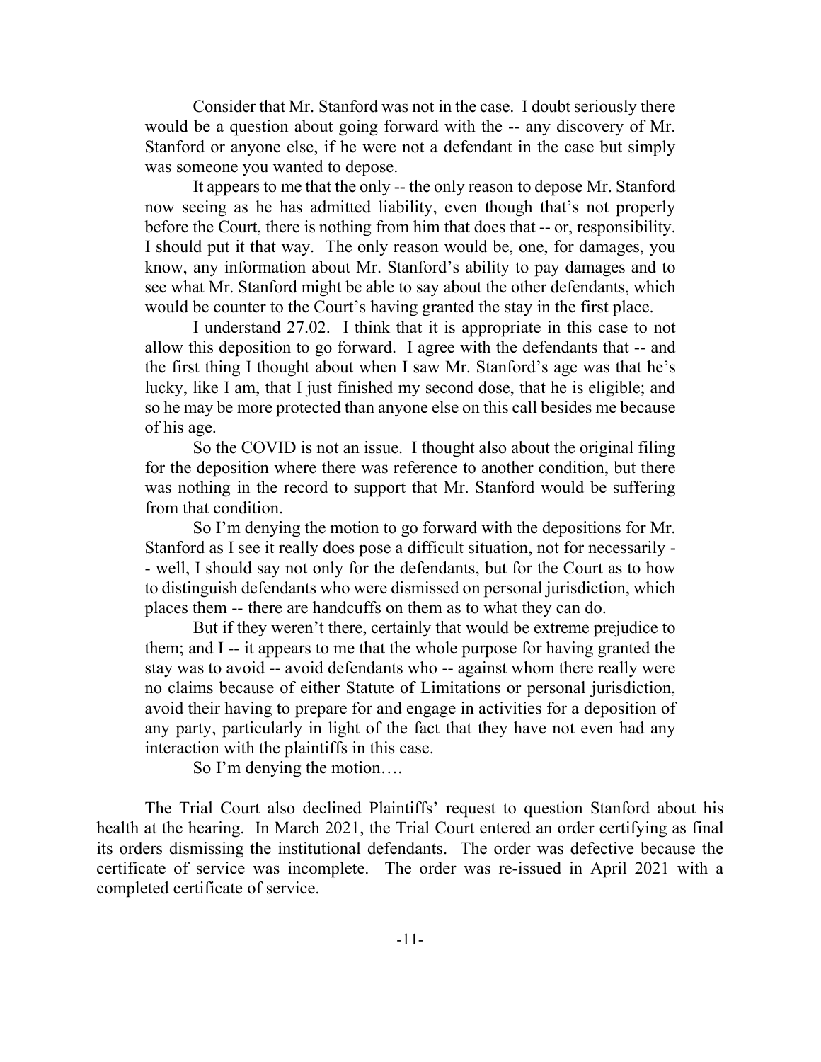Consider that Mr. Stanford was not in the case. I doubt seriously there would be a question about going forward with the -- any discovery of Mr. Stanford or anyone else, if he were not a defendant in the case but simply was someone you wanted to depose.

It appears to me that the only -- the only reason to depose Mr. Stanford now seeing as he has admitted liability, even though that's not properly before the Court, there is nothing from him that does that -- or, responsibility. I should put it that way. The only reason would be, one, for damages, you know, any information about Mr. Stanford's ability to pay damages and to see what Mr. Stanford might be able to say about the other defendants, which would be counter to the Court's having granted the stay in the first place.

I understand 27.02. I think that it is appropriate in this case to not allow this deposition to go forward. I agree with the defendants that -- and the first thing I thought about when I saw Mr. Stanford's age was that he's lucky, like I am, that I just finished my second dose, that he is eligible; and so he may be more protected than anyone else on this call besides me because of his age.

So the COVID is not an issue. I thought also about the original filing for the deposition where there was reference to another condition, but there was nothing in the record to support that Mr. Stanford would be suffering from that condition.

So I'm denying the motion to go forward with the depositions for Mr. Stanford as I see it really does pose a difficult situation, not for necessarily -- well, I should say not only for the defendants, but for the Court as to how to distinguish defendants who were dismissed on personal jurisdiction, which places them -- there are handcuffs on them as to what they can do.

But if they weren't there, certainly that would be extreme prejudice to them; and I -- it appears to me that the whole purpose for having granted the stay was to avoid -- avoid defendants who -- against whom there really were no claims because of either Statute of Limitations or personal jurisdiction, avoid their having to prepare for and engage in activities for a deposition of any party, particularly in light of the fact that they have not even had any interaction with the plaintiffs in this case.

So I'm denying the motion….

The Trial Court also declined Plaintiffs' request to question Stanford about his health at the hearing. In March 2021, the Trial Court entered an order certifying as final its orders dismissing the institutional defendants. The order was defective because the certificate of service was incomplete. The order was re-issued in April 2021 with a completed certificate of service.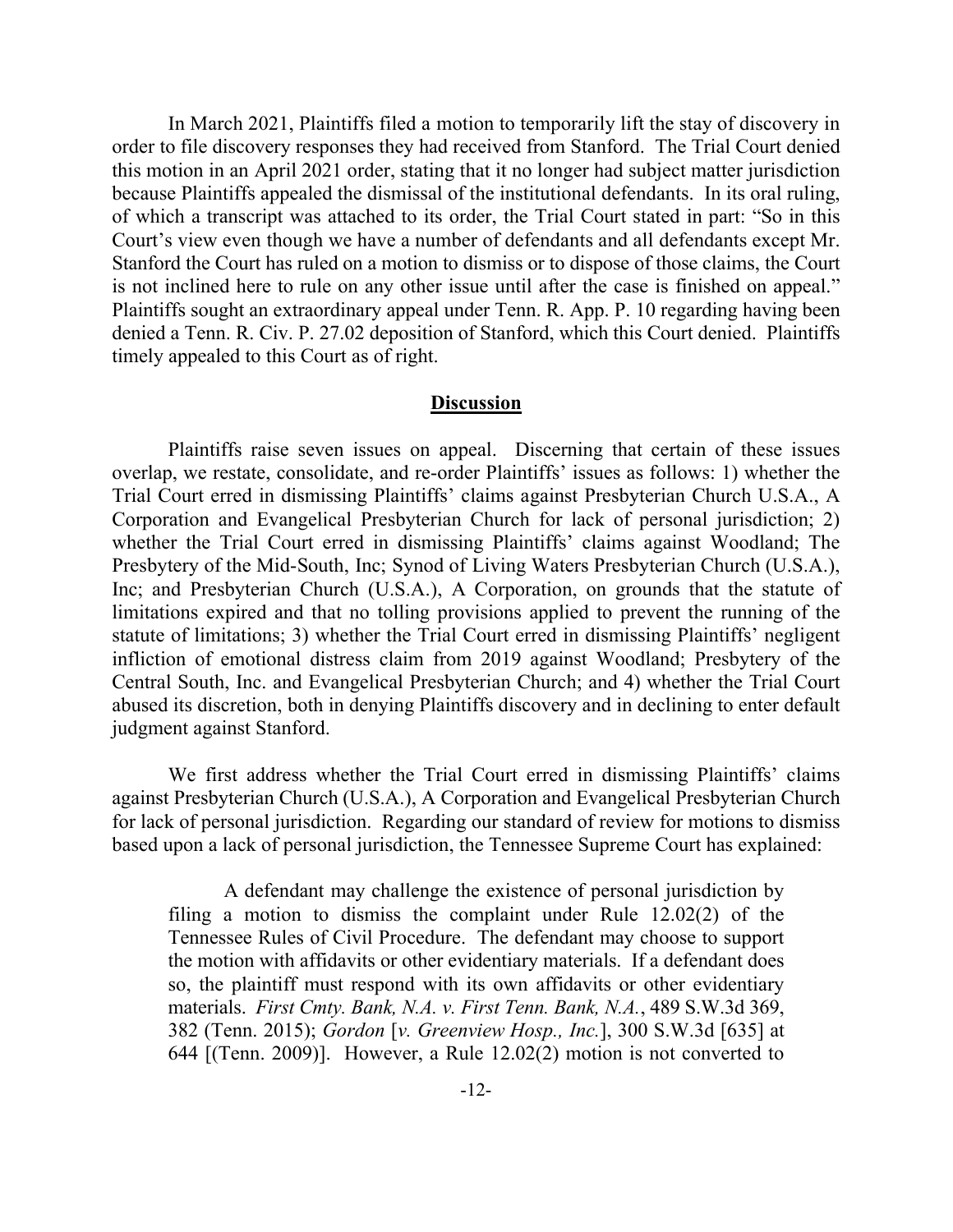In March 2021, Plaintiffs filed a motion to temporarily lift the stay of discovery in order to file discovery responses they had received from Stanford. The Trial Court denied this motion in an April 2021 order, stating that it no longer had subject matter jurisdiction because Plaintiffs appealed the dismissal of the institutional defendants. In its oral ruling, of which a transcript was attached to its order, the Trial Court stated in part: "So in this Court's view even though we have a number of defendants and all defendants except Mr. Stanford the Court has ruled on a motion to dismiss or to dispose of those claims, the Court is not inclined here to rule on any other issue until after the case is finished on appeal." Plaintiffs sought an extraordinary appeal under Tenn. R. App. P. 10 regarding having been denied a Tenn. R. Civ. P. 27.02 deposition of Stanford, which this Court denied. Plaintiffs timely appealed to this Court as of right.

## **Discussion**

Plaintiffs raise seven issues on appeal. Discerning that certain of these issues overlap, we restate, consolidate, and re-order Plaintiffs' issues as follows: 1) whether the Trial Court erred in dismissing Plaintiffs' claims against Presbyterian Church U.S.A., A Corporation and Evangelical Presbyterian Church for lack of personal jurisdiction; 2) whether the Trial Court erred in dismissing Plaintiffs' claims against Woodland; The Presbytery of the Mid-South, Inc; Synod of Living Waters Presbyterian Church (U.S.A.), Inc; and Presbyterian Church (U.S.A.), A Corporation, on grounds that the statute of limitations expired and that no tolling provisions applied to prevent the running of the statute of limitations; 3) whether the Trial Court erred in dismissing Plaintiffs' negligent infliction of emotional distress claim from 2019 against Woodland; Presbytery of the Central South, Inc. and Evangelical Presbyterian Church; and 4) whether the Trial Court abused its discretion, both in denying Plaintiffs discovery and in declining to enter default judgment against Stanford.

We first address whether the Trial Court erred in dismissing Plaintiffs' claims against Presbyterian Church (U.S.A.), A Corporation and Evangelical Presbyterian Church for lack of personal jurisdiction. Regarding our standard of review for motions to dismiss based upon a lack of personal jurisdiction, the Tennessee Supreme Court has explained:

> A defendant may challenge the existence of personal jurisdiction by filing a motion to dismiss the complaint under Rule 12.02(2) of the Tennessee Rules of Civil Procedure. The defendant may choose to support the motion with affidavits or other evidentiary materials. If a defendant does so, the plaintiff must respond with its own affidavits or other evidentiary materials. *First Cmty. Bank, N.A. v. First Tenn. Bank, N.A.*, 489 S.W.3d 369, 382 (Tenn. 2015); *Gordon* [*v. Greenview Hosp., Inc.*], 300 S.W.3d [635] at 644 [(Tenn. 2009)]. However, a Rule 12.02(2) motion is not converted to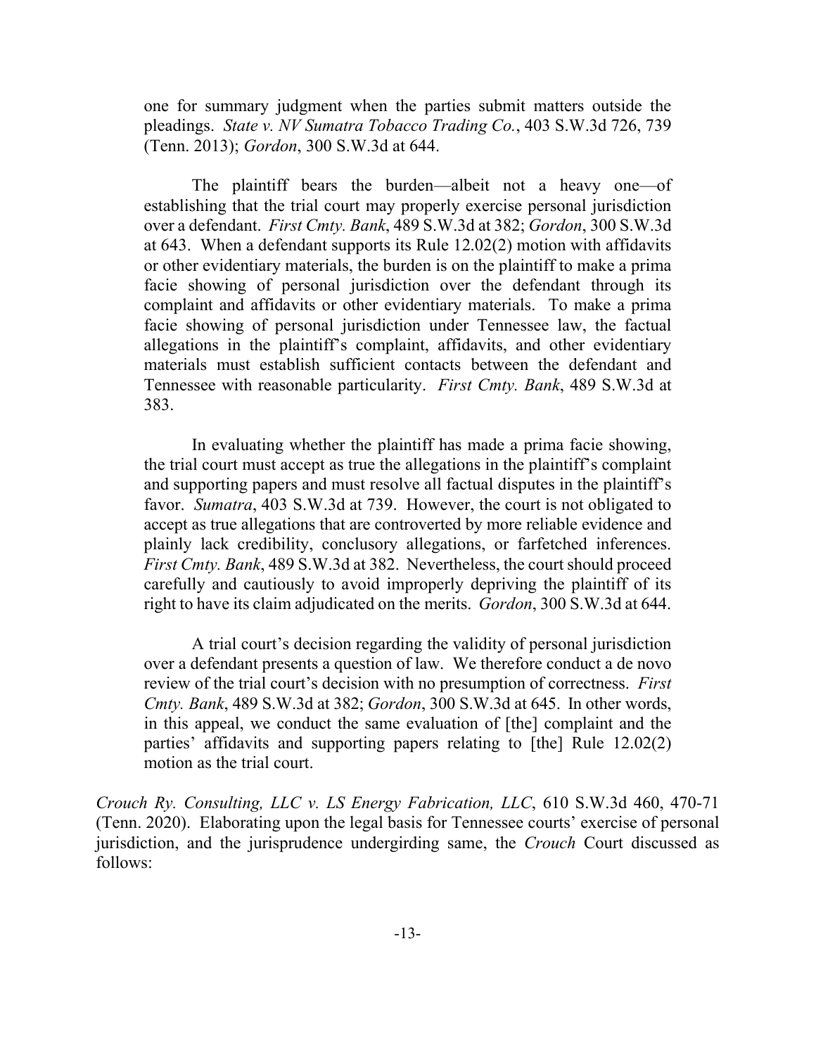one for summary judgment when the parties submit matters outside the pleadings. *State v. NV Sumatra Tobacco Trading Co.*, 403 S.W.3d 726, 739 (Tenn. 2013); *Gordon*, 300 S.W.3d at 644.

> The plaintiff bears the burden—albeit not a heavy one—of establishing that the trial court may properly exercise personal jurisdiction over a defendant. *First Cmty. Bank*, 489 S.W.3d at 382; *Gordon*, 300 S.W.3d at 643. When a defendant supports its Rule 12.02(2) motion with affidavits or other evidentiary materials, the burden is on the plaintiff to make a prima facie showing of personal jurisdiction over the defendant through its complaint and affidavits or other evidentiary materials. To make a prima facie showing of personal jurisdiction under Tennessee law, the factual allegations in the plaintiff's complaint, affidavits, and other evidentiary materials must establish sufficient contacts between the defendant and Tennessee with reasonable particularity. *First Cmty. Bank*, 489 S.W.3d at 383.
>
> In evaluating whether the plaintiff has made a prima facie showing, the trial court must accept as true the allegations in the plaintiff's complaint and supporting papers and must resolve all factual disputes in the plaintiff's favor. *Sumatra*, 403 S.W.3d at 739. However, the court is not obligated to accept as true allegations that are controverted by more reliable evidence and plainly lack credibility, conclusory allegations, or farfetched inferences. *First Cmty. Bank*, 489 S.W.3d at 382. Nevertheless, the court should proceed carefully and cautiously to avoid improperly depriving the plaintiff of its right to have its claim adjudicated on the merits. *Gordon*, 300 S.W.3d at 644.
>
> A trial court's decision regarding the validity of personal jurisdiction over a defendant presents a question of law. We therefore conduct a de novo review of the trial court's decision with no presumption of correctness. *First Cmty. Bank*, 489 S.W.3d at 382; *Gordon*, 300 S.W.3d at 645. In other words, in this appeal, we conduct the same evaluation of [the] complaint and the parties' affidavits and supporting papers relating to [the] Rule 12.02(2) motion as the trial court.

*Crouch Ry. Consulting, LLC v. LS Energy Fabrication, LLC*, 610 S.W.3d 460, 470-71 (Tenn. 2020). Elaborating upon the legal basis for Tennessee courts' exercise of personal jurisdiction, and the jurisprudence undergirding same, the *Crouch* Court discussed as follows: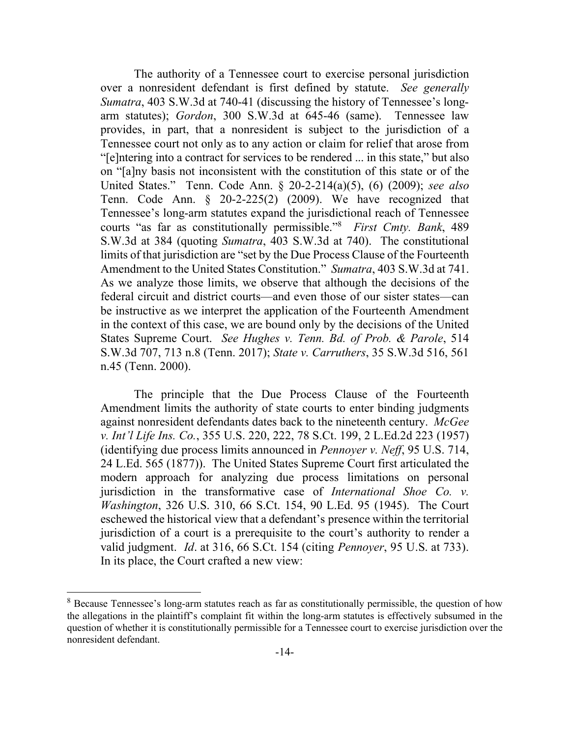The authority of a Tennessee court to exercise personal jurisdiction over a nonresident defendant is first defined by statute. *See generally Sumatra*, 403 S.W.3d at 740-41 (discussing the history of Tennessee's long-arm statutes); *Gordon*, 300 S.W.3d at 645-46 (same). Tennessee law provides, in part, that a nonresident is subject to the jurisdiction of a Tennessee court not only as to any action or claim for relief that arose from "[e]ntering into a contract for services to be rendered ... in this state," but also on "[a]ny basis not inconsistent with the constitution of this state or of the United States." Tenn. Code Ann. § 20-2-214(a)(5), (6) (2009); *see also* Tenn. Code Ann. § 20-2-225(2) (2009). We have recognized that Tennessee's long-arm statutes expand the jurisdictional reach of Tennessee courts "as far as constitutionally permissible."[8] *First Cmty. Bank*, 489 S.W.3d at 384 (quoting *Sumatra*, 403 S.W.3d at 740). The constitutional limits of that jurisdiction are "set by the Due Process Clause of the Fourteenth Amendment to the United States Constitution." *Sumatra*, 403 S.W.3d at 741. As we analyze those limits, we observe that although the decisions of the federal circuit and district courts—and even those of our sister states—can be instructive as we interpret the application of the Fourteenth Amendment in the context of this case, we are bound only by the decisions of the United States Supreme Court. *See Hughes v. Tenn. Bd. of Prob. & Parole*, 514 S.W.3d 707, 713 n.8 (Tenn. 2017); *State v. Carruthers*, 35 S.W.3d 516, 561 n.45 (Tenn. 2000).

The principle that the Due Process Clause of the Fourteenth Amendment limits the authority of state courts to enter binding judgments against nonresident defendants dates back to the nineteenth century. *McGee v. Int'l Life Ins. Co.*, 355 U.S. 220, 222, 78 S.Ct. 199, 2 L.Ed.2d 223 (1957) (identifying due process limits announced in *Pennoyer v. Neff*, 95 U.S. 714, 24 L.Ed. 565 (1877)). The United States Supreme Court first articulated the modern approach for analyzing due process limitations on personal jurisdiction in the transformative case of *International Shoe Co. v. Washington*, 326 U.S. 310, 66 S.Ct. 154, 90 L.Ed. 95 (1945). The Court eschewed the historical view that a defendant's presence within the territorial jurisdiction of a court is a prerequisite to the court's authority to render a valid judgment. *Id*. at 316, 66 S.Ct. 154 (citing *Pennoyer*, 95 U.S. at 733). In its place, the Court crafted a new view:

---

[8] Because Tennessee's long-arm statutes reach as far as constitutionally permissible, the question of how the allegations in the plaintiff's complaint fit within the long-arm statutes is effectively subsumed in the question of whether it is constitutionally permissible for a Tennessee court to exercise jurisdiction over the nonresident defendant.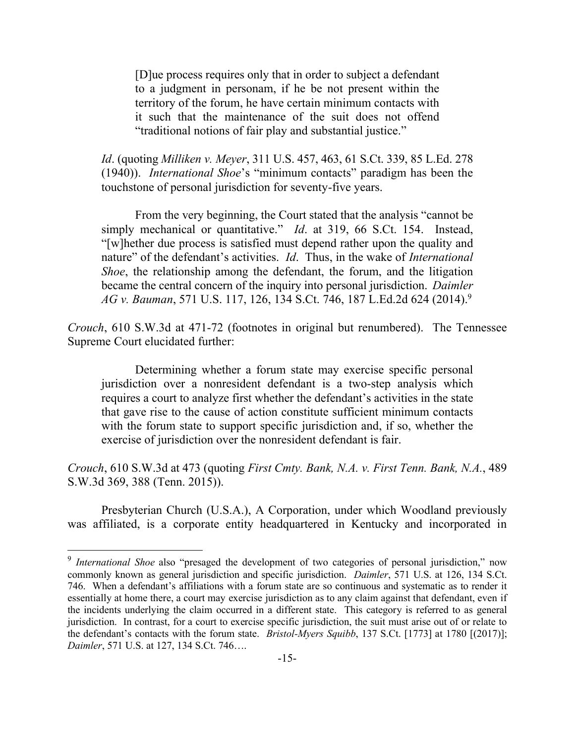> [D]ue process requires only that in order to subject a defendant to a judgment in personam, if he be not present within the territory of the forum, he have certain minimum contacts with it such that the maintenance of the suit does not offend "traditional notions of fair play and substantial justice."
>
> *Id*. (quoting *Milliken v. Meyer*, 311 U.S. 457, 463, 61 S.Ct. 339, 85 L.Ed. 278 (1940)). *International Shoe*'s "minimum contacts" paradigm has been the touchstone of personal jurisdiction for seventy-five years.
>
> From the very beginning, the Court stated that the analysis "cannot be simply mechanical or quantitative." *Id*. at 319, 66 S.Ct. 154. Instead, "[w]hether due process is satisfied must depend rather upon the quality and nature" of the defendant's activities. *Id*. Thus, in the wake of *International Shoe*, the relationship among the defendant, the forum, and the litigation became the central concern of the inquiry into personal jurisdiction. *Daimler AG v. Bauman*, 571 U.S. 117, 126, 134 S.Ct. 746, 187 L.Ed.2d 624 (2014).[9]

*Crouch*, 610 S.W.3d at 471-72 (footnotes in original but renumbered). The Tennessee Supreme Court elucidated further:

> Determining whether a forum state may exercise specific personal jurisdiction over a nonresident defendant is a two-step analysis which requires a court to analyze first whether the defendant's activities in the state that gave rise to the cause of action constitute sufficient minimum contacts with the forum state to support specific jurisdiction and, if so, whether the exercise of jurisdiction over the nonresident defendant is fair.

*Crouch*, 610 S.W.3d at 473 (quoting *First Cmty. Bank, N.A. v. First Tenn. Bank, N.A.*, 489 S.W.3d 369, 388 (Tenn. 2015)).

Presbyterian Church (U.S.A.), A Corporation, under which Woodland previously was affiliated, is a corporate entity headquartered in Kentucky and incorporated in

---

[9] *International Shoe* also "presaged the development of two categories of personal jurisdiction," now commonly known as general jurisdiction and specific jurisdiction. *Daimler*, 571 U.S. at 126, 134 S.Ct. 746. When a defendant's affiliations with a forum state are so continuous and systematic as to render it essentially at home there, a court may exercise jurisdiction as to any claim against that defendant, even if the incidents underlying the claim occurred in a different state. This category is referred to as general jurisdiction. In contrast, for a court to exercise specific jurisdiction, the suit must arise out of or relate to the defendant's contacts with the forum state. *Bristol-Myers Squibb*, 137 S.Ct. [1773] at 1780 [(2017)]; *Daimler*, 571 U.S. at 127, 134 S.Ct. 746….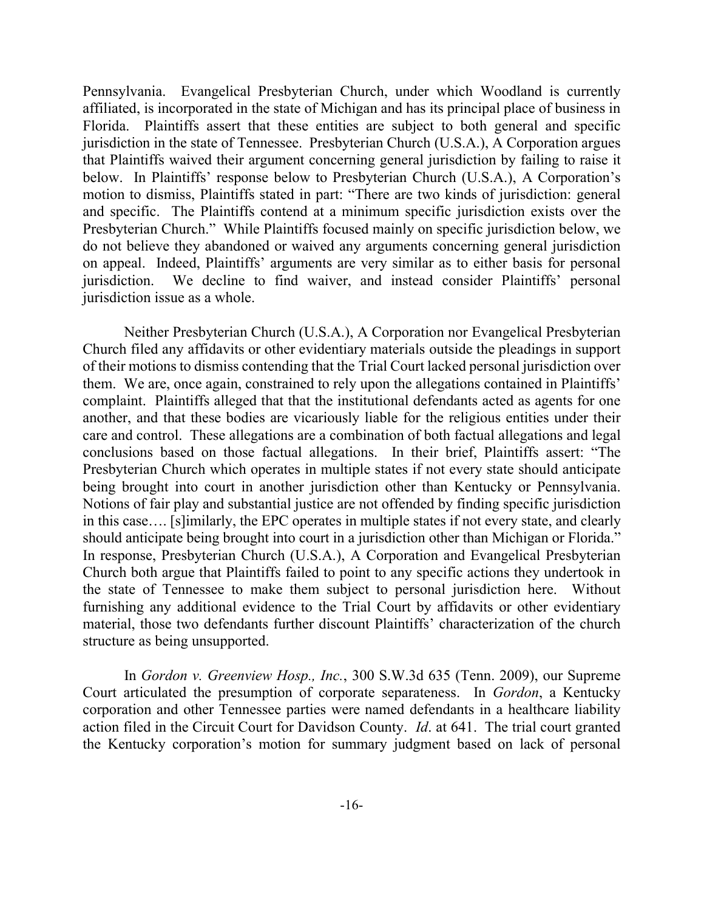Pennsylvania. Evangelical Presbyterian Church, under which Woodland is currently affiliated, is incorporated in the state of Michigan and has its principal place of business in Florida. Plaintiffs assert that these entities are subject to both general and specific jurisdiction in the state of Tennessee. Presbyterian Church (U.S.A.), A Corporation argues that Plaintiffs waived their argument concerning general jurisdiction by failing to raise it below. In Plaintiffs' response below to Presbyterian Church (U.S.A.), A Corporation's motion to dismiss, Plaintiffs stated in part: "There are two kinds of jurisdiction: general and specific. The Plaintiffs contend at a minimum specific jurisdiction exists over the Presbyterian Church." While Plaintiffs focused mainly on specific jurisdiction below, we do not believe they abandoned or waived any arguments concerning general jurisdiction on appeal. Indeed, Plaintiffs' arguments are very similar as to either basis for personal jurisdiction. We decline to find waiver, and instead consider Plaintiffs' personal jurisdiction issue as a whole.

Neither Presbyterian Church (U.S.A.), A Corporation nor Evangelical Presbyterian Church filed any affidavits or other evidentiary materials outside the pleadings in support of their motions to dismiss contending that the Trial Court lacked personal jurisdiction over them. We are, once again, constrained to rely upon the allegations contained in Plaintiffs' complaint. Plaintiffs alleged that that the institutional defendants acted as agents for one another, and that these bodies are vicariously liable for the religious entities under their care and control. These allegations are a combination of both factual allegations and legal conclusions based on those factual allegations. In their brief, Plaintiffs assert: "The Presbyterian Church which operates in multiple states if not every state should anticipate being brought into court in another jurisdiction other than Kentucky or Pennsylvania. Notions of fair play and substantial justice are not offended by finding specific jurisdiction in this case…. [s]imilarly, the EPC operates in multiple states if not every state, and clearly should anticipate being brought into court in a jurisdiction other than Michigan or Florida." In response, Presbyterian Church (U.S.A.), A Corporation and Evangelical Presbyterian Church both argue that Plaintiffs failed to point to any specific actions they undertook in the state of Tennessee to make them subject to personal jurisdiction here. Without furnishing any additional evidence to the Trial Court by affidavits or other evidentiary material, those two defendants further discount Plaintiffs' characterization of the church structure as being unsupported.

In *Gordon v. Greenview Hosp., Inc.*, 300 S.W.3d 635 (Tenn. 2009), our Supreme Court articulated the presumption of corporate separateness. In *Gordon*, a Kentucky corporation and other Tennessee parties were named defendants in a healthcare liability action filed in the Circuit Court for Davidson County. *Id*. at 641. The trial court granted the Kentucky corporation's motion for summary judgment based on lack of personal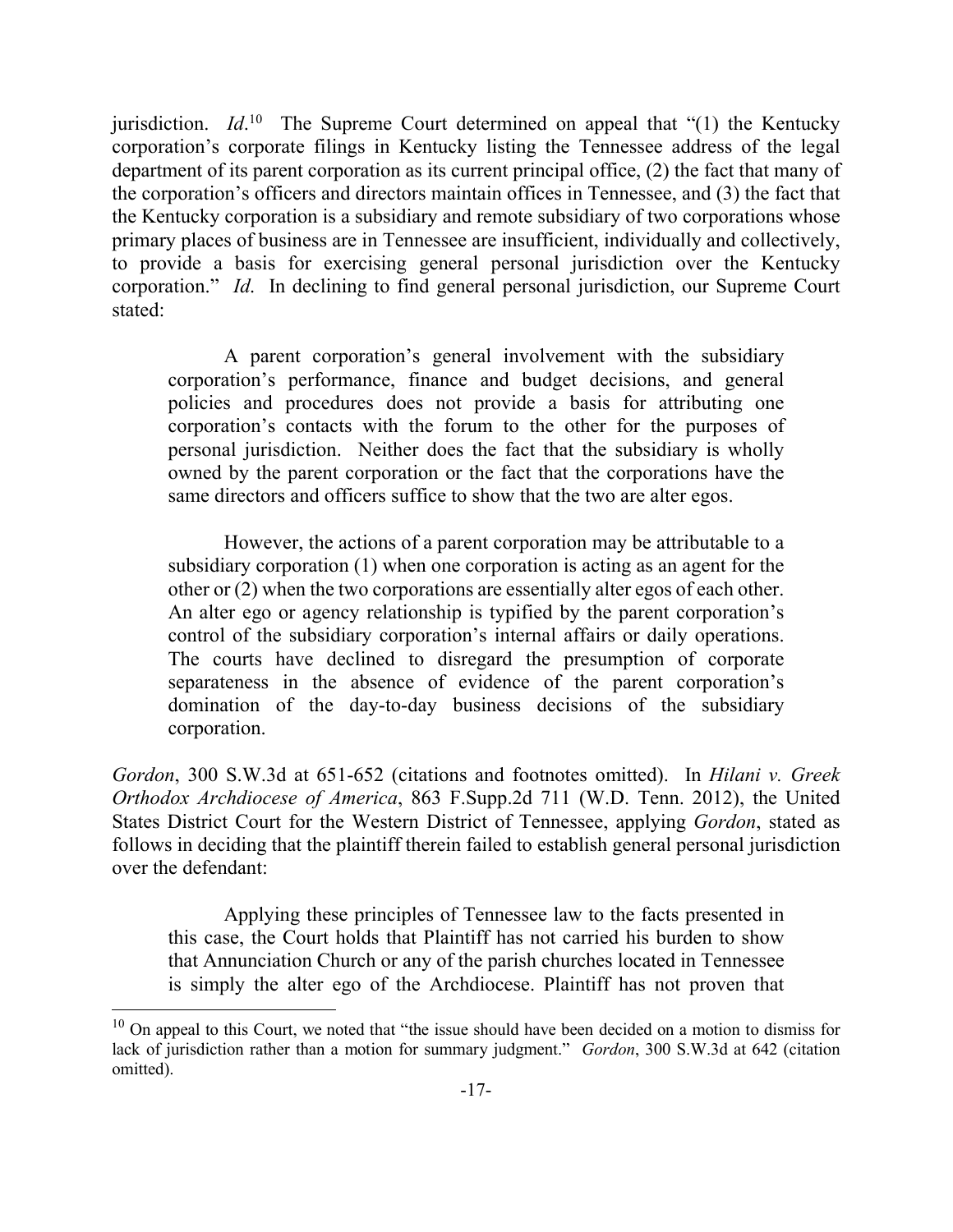jurisdiction. *Id*.[10] The Supreme Court determined on appeal that "(1) the Kentucky corporation's corporate filings in Kentucky listing the Tennessee address of the legal department of its parent corporation as its current principal office, (2) the fact that many of the corporation's officers and directors maintain offices in Tennessee, and (3) the fact that the Kentucky corporation is a subsidiary and remote subsidiary of two corporations whose primary places of business are in Tennessee are insufficient, individually and collectively, to provide a basis for exercising general personal jurisdiction over the Kentucky corporation." *Id*. In declining to find general personal jurisdiction, our Supreme Court stated:

> A parent corporation's general involvement with the subsidiary corporation's performance, finance and budget decisions, and general policies and procedures does not provide a basis for attributing one corporation's contacts with the forum to the other for the purposes of personal jurisdiction. Neither does the fact that the subsidiary is wholly owned by the parent corporation or the fact that the corporations have the same directors and officers suffice to show that the two are alter egos.
>
> However, the actions of a parent corporation may be attributable to a subsidiary corporation (1) when one corporation is acting as an agent for the other or (2) when the two corporations are essentially alter egos of each other. An alter ego or agency relationship is typified by the parent corporation's control of the subsidiary corporation's internal affairs or daily operations. The courts have declined to disregard the presumption of corporate separateness in the absence of evidence of the parent corporation's domination of the day-to-day business decisions of the subsidiary corporation.

*Gordon*, 300 S.W.3d at 651-652 (citations and footnotes omitted). In *Hilani v. Greek Orthodox Archdiocese of America*, 863 F.Supp.2d 711 (W.D. Tenn. 2012), the United States District Court for the Western District of Tennessee, applying *Gordon*, stated as follows in deciding that the plaintiff therein failed to establish general personal jurisdiction over the defendant:

> Applying these principles of Tennessee law to the facts presented in this case, the Court holds that Plaintiff has not carried his burden to show that Annunciation Church or any of the parish churches located in Tennessee is simply the alter ego of the Archdiocese. Plaintiff has not proven that

---

[10] On appeal to this Court, we noted that "the issue should have been decided on a motion to dismiss for lack of jurisdiction rather than a motion for summary judgment." *Gordon*, 300 S.W.3d at 642 (citation omitted).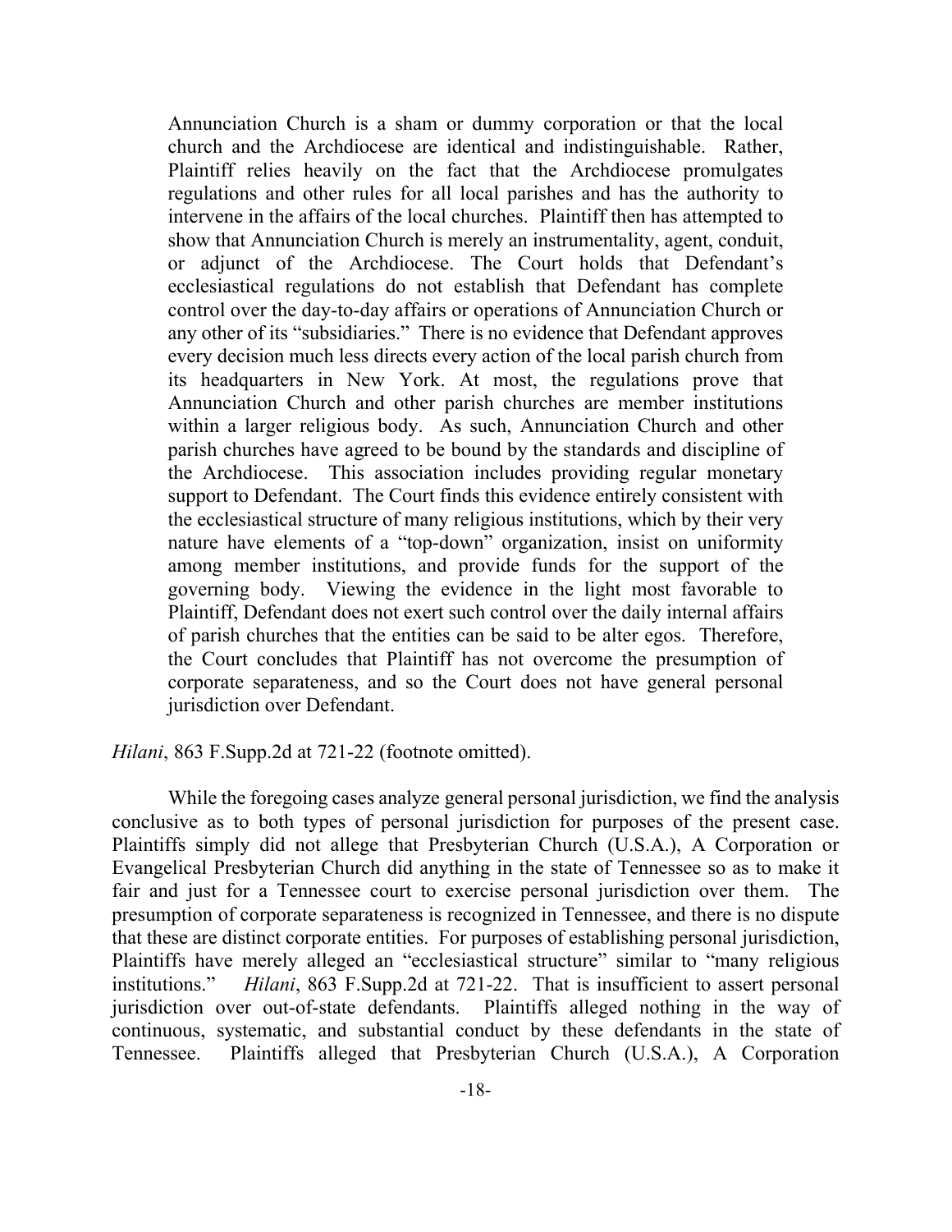> Annunciation Church is a sham or dummy corporation or that the local church and the Archdiocese are identical and indistinguishable. Rather, Plaintiff relies heavily on the fact that the Archdiocese promulgates regulations and other rules for all local parishes and has the authority to intervene in the affairs of the local churches. Plaintiff then has attempted to show that Annunciation Church is merely an instrumentality, agent, conduit, or adjunct of the Archdiocese. The Court holds that Defendant's ecclesiastical regulations do not establish that Defendant has complete control over the day-to-day affairs or operations of Annunciation Church or any other of its "subsidiaries." There is no evidence that Defendant approves every decision much less directs every action of the local parish church from its headquarters in New York. At most, the regulations prove that Annunciation Church and other parish churches are member institutions within a larger religious body. As such, Annunciation Church and other parish churches have agreed to be bound by the standards and discipline of the Archdiocese. This association includes providing regular monetary support to Defendant. The Court finds this evidence entirely consistent with the ecclesiastical structure of many religious institutions, which by their very nature have elements of a "top-down" organization, insist on uniformity among member institutions, and provide funds for the support of the governing body. Viewing the evidence in the light most favorable to Plaintiff, Defendant does not exert such control over the daily internal affairs of parish churches that the entities can be said to be alter egos. Therefore, the Court concludes that Plaintiff has not overcome the presumption of corporate separateness, and so the Court does not have general personal jurisdiction over Defendant.

*Hilani*, 863 F.Supp.2d at 721-22 (footnote omitted).

While the foregoing cases analyze general personal jurisdiction, we find the analysis conclusive as to both types of personal jurisdiction for purposes of the present case. Plaintiffs simply did not allege that Presbyterian Church (U.S.A.), A Corporation or Evangelical Presbyterian Church did anything in the state of Tennessee so as to make it fair and just for a Tennessee court to exercise personal jurisdiction over them. The presumption of corporate separateness is recognized in Tennessee, and there is no dispute that these are distinct corporate entities. For purposes of establishing personal jurisdiction, Plaintiffs have merely alleged an "ecclesiastical structure" similar to "many religious institutions." *Hilani*, 863 F.Supp.2d at 721-22. That is insufficient to assert personal jurisdiction over out-of-state defendants. Plaintiffs alleged nothing in the way of continuous, systematic, and substantial conduct by these defendants in the state of Tennessee. Plaintiffs alleged that Presbyterian Church (U.S.A.), A Corporation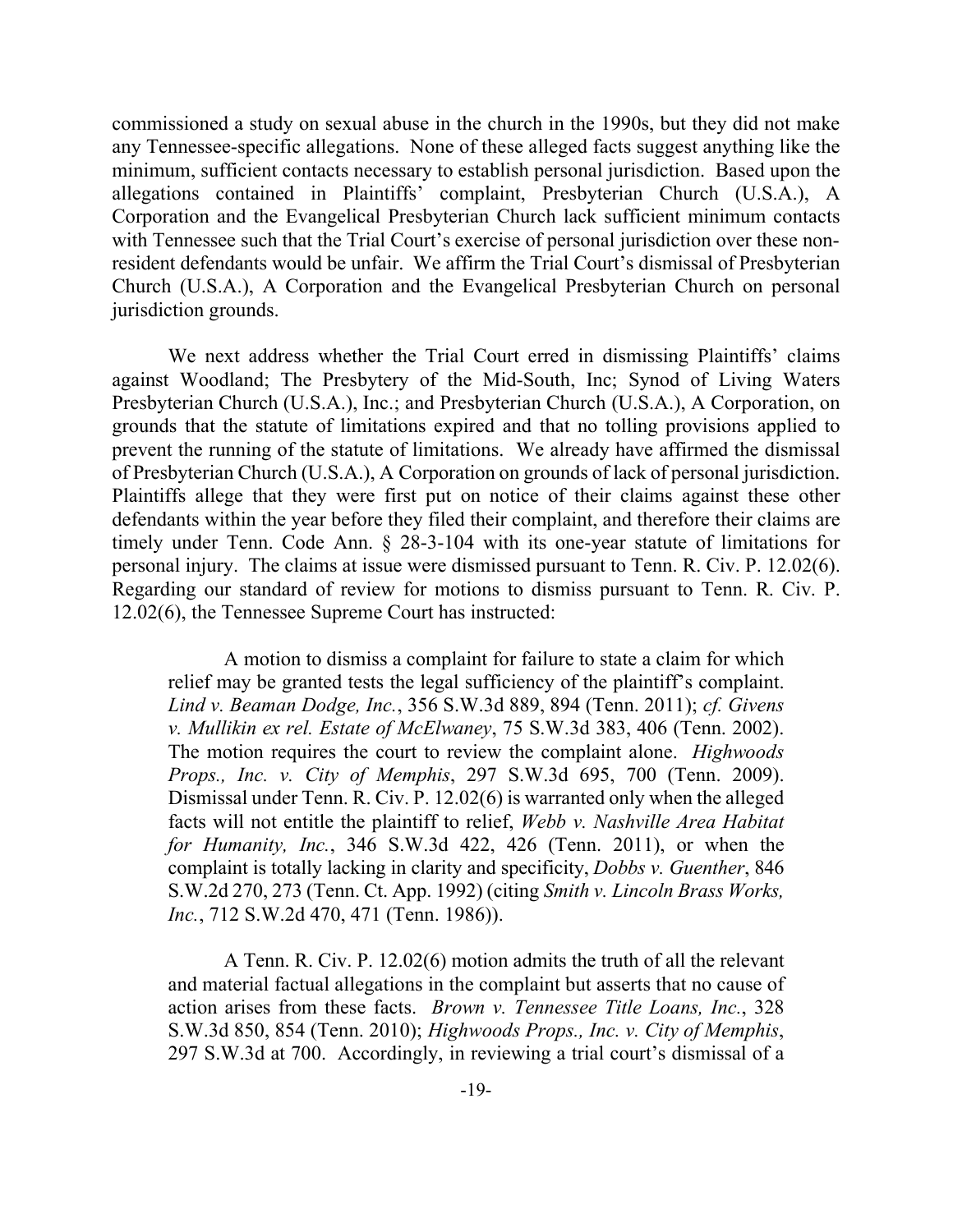commissioned a study on sexual abuse in the church in the 1990s, but they did not make any Tennessee-specific allegations. None of these alleged facts suggest anything like the minimum, sufficient contacts necessary to establish personal jurisdiction. Based upon the allegations contained in Plaintiffs' complaint, Presbyterian Church (U.S.A.), A Corporation and the Evangelical Presbyterian Church lack sufficient minimum contacts with Tennessee such that the Trial Court's exercise of personal jurisdiction over these non-resident defendants would be unfair. We affirm the Trial Court's dismissal of Presbyterian Church (U.S.A.), A Corporation and the Evangelical Presbyterian Church on personal jurisdiction grounds.

We next address whether the Trial Court erred in dismissing Plaintiffs' claims against Woodland; The Presbytery of the Mid-South, Inc; Synod of Living Waters Presbyterian Church (U.S.A.), Inc.; and Presbyterian Church (U.S.A.), A Corporation, on grounds that the statute of limitations expired and that no tolling provisions applied to prevent the running of the statute of limitations. We already have affirmed the dismissal of Presbyterian Church (U.S.A.), A Corporation on grounds of lack of personal jurisdiction. Plaintiffs allege that they were first put on notice of their claims against these other defendants within the year before they filed their complaint, and therefore their claims are timely under Tenn. Code Ann. § 28-3-104 with its one-year statute of limitations for personal injury. The claims at issue were dismissed pursuant to Tenn. R. Civ. P. 12.02(6). Regarding our standard of review for motions to dismiss pursuant to Tenn. R. Civ. P. 12.02(6), the Tennessee Supreme Court has instructed:

> A motion to dismiss a complaint for failure to state a claim for which relief may be granted tests the legal sufficiency of the plaintiff's complaint. *Lind v. Beaman Dodge, Inc.*, 356 S.W.3d 889, 894 (Tenn. 2011); *cf. Givens v. Mullikin ex rel. Estate of McElwaney*, 75 S.W.3d 383, 406 (Tenn. 2002). The motion requires the court to review the complaint alone. *Highwoods Props., Inc. v. City of Memphis*, 297 S.W.3d 695, 700 (Tenn. 2009). Dismissal under Tenn. R. Civ. P. 12.02(6) is warranted only when the alleged facts will not entitle the plaintiff to relief, *Webb v. Nashville Area Habitat for Humanity, Inc.*, 346 S.W.3d 422, 426 (Tenn. 2011), or when the complaint is totally lacking in clarity and specificity, *Dobbs v. Guenther*, 846 S.W.2d 270, 273 (Tenn. Ct. App. 1992) (citing *Smith v. Lincoln Brass Works, Inc.*, 712 S.W.2d 470, 471 (Tenn. 1986)).
>
> A Tenn. R. Civ. P. 12.02(6) motion admits the truth of all the relevant and material factual allegations in the complaint but asserts that no cause of action arises from these facts. *Brown v. Tennessee Title Loans, Inc.*, 328 S.W.3d 850, 854 (Tenn. 2010); *Highwoods Props., Inc. v. City of Memphis*, 297 S.W.3d at 700. Accordingly, in reviewing a trial court's dismissal of a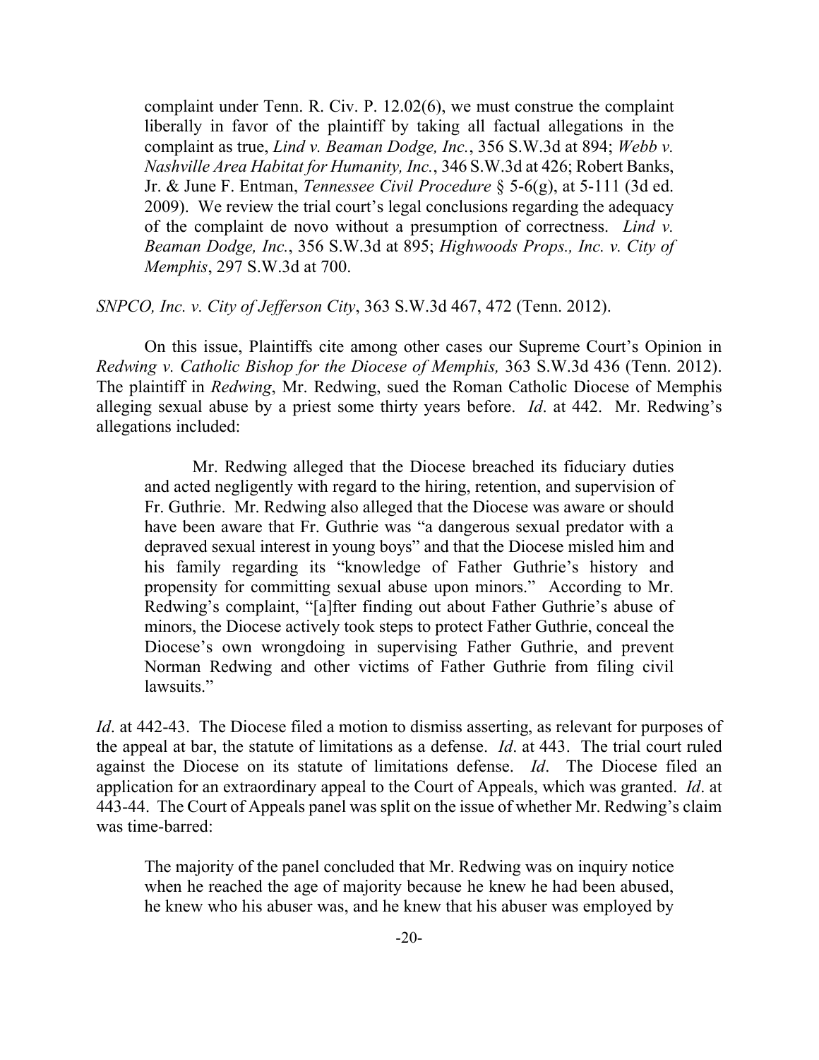> complaint under Tenn. R. Civ. P. 12.02(6), we must construe the complaint liberally in favor of the plaintiff by taking all factual allegations in the complaint as true, *Lind v. Beaman Dodge, Inc.*, 356 S.W.3d at 894; *Webb v. Nashville Area Habitat for Humanity, Inc.*, 346 S.W.3d at 426; Robert Banks, Jr. & June F. Entman, *Tennessee Civil Procedure* § 5-6(g), at 5-111 (3d ed. 2009). We review the trial court's legal conclusions regarding the adequacy of the complaint de novo without a presumption of correctness. *Lind v. Beaman Dodge, Inc.*, 356 S.W.3d at 895; *Highwoods Props., Inc. v. City of Memphis*, 297 S.W.3d at 700.

*SNPCO, Inc. v. City of Jefferson City*, 363 S.W.3d 467, 472 (Tenn. 2012).

On this issue, Plaintiffs cite among other cases our Supreme Court's Opinion in *Redwing v. Catholic Bishop for the Diocese of Memphis,* 363 S.W.3d 436 (Tenn. 2012). The plaintiff in *Redwing*, Mr. Redwing, sued the Roman Catholic Diocese of Memphis alleging sexual abuse by a priest some thirty years before. *Id*. at 442. Mr. Redwing's allegations included:

> Mr. Redwing alleged that the Diocese breached its fiduciary duties and acted negligently with regard to the hiring, retention, and supervision of Fr. Guthrie. Mr. Redwing also alleged that the Diocese was aware or should have been aware that Fr. Guthrie was "a dangerous sexual predator with a depraved sexual interest in young boys" and that the Diocese misled him and his family regarding its "knowledge of Father Guthrie's history and propensity for committing sexual abuse upon minors." According to Mr. Redwing's complaint, "[a]fter finding out about Father Guthrie's abuse of minors, the Diocese actively took steps to protect Father Guthrie, conceal the Diocese's own wrongdoing in supervising Father Guthrie, and prevent Norman Redwing and other victims of Father Guthrie from filing civil lawsuits."

*Id*. at 442-43. The Diocese filed a motion to dismiss asserting, as relevant for purposes of the appeal at bar, the statute of limitations as a defense. *Id*. at 443. The trial court ruled against the Diocese on its statute of limitations defense. *Id*. The Diocese filed an application for an extraordinary appeal to the Court of Appeals, which was granted. *Id*. at 443-44. The Court of Appeals panel was split on the issue of whether Mr. Redwing's claim was time-barred:

> The majority of the panel concluded that Mr. Redwing was on inquiry notice when he reached the age of majority because he knew he had been abused, he knew who his abuser was, and he knew that his abuser was employed by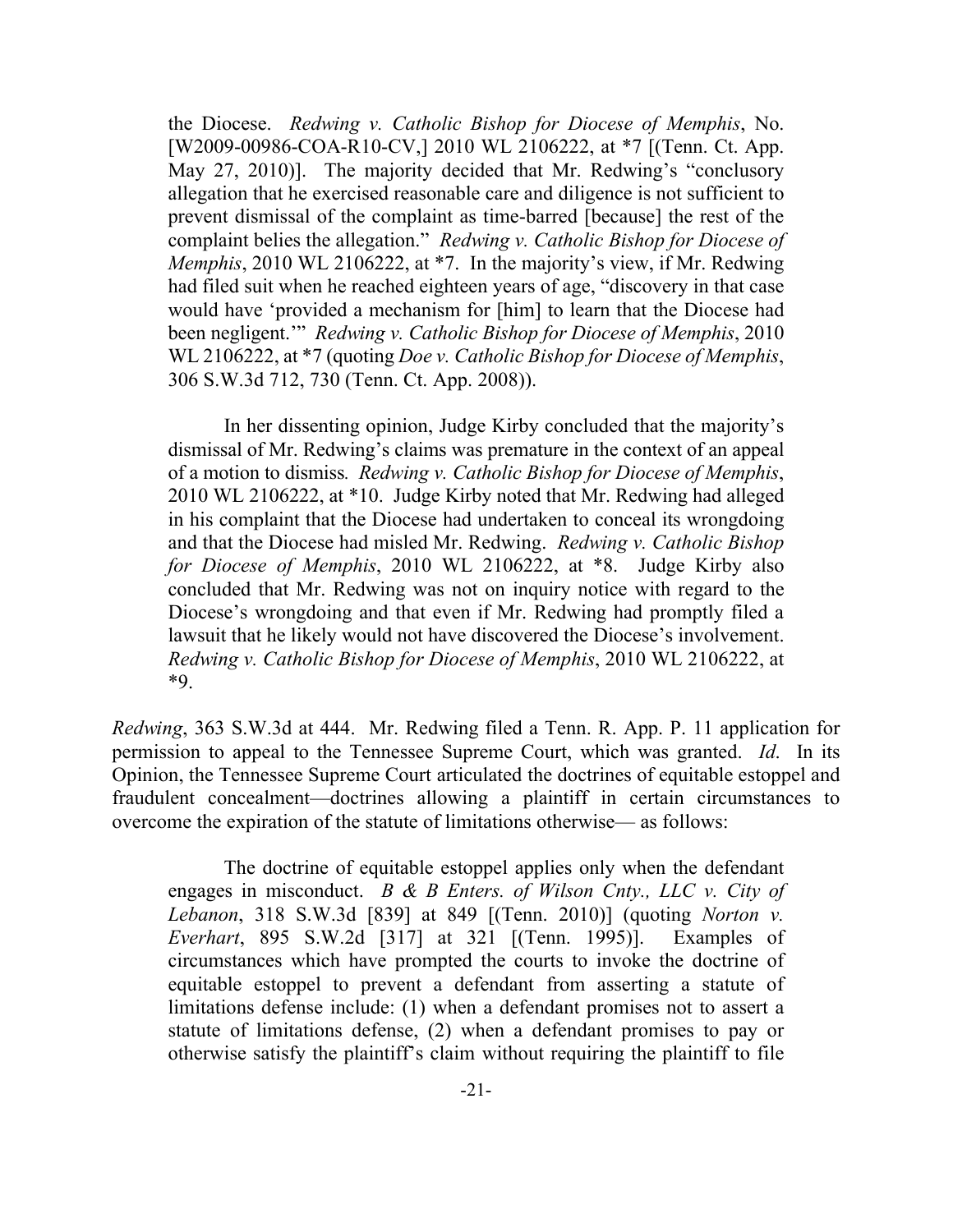the Diocese. *Redwing v. Catholic Bishop for Diocese of Memphis*, No. [W2009-00986-COA-R10-CV,] 2010 WL 2106222, at *7 [(Tenn. Ct. App. May 27, 2010)]. The majority decided that Mr. Redwing's "conclusory allegation that he exercised reasonable care and diligence is not sufficient to prevent dismissal of the complaint as time-barred [because] the rest of the complaint belies the allegation." *Redwing v. Catholic Bishop for Diocese of Memphis*, 2010 WL 2106222, at *7. In the majority's view, if Mr. Redwing had filed suit when he reached eighteen years of age, "discovery in that case would have 'provided a mechanism for [him] to learn that the Diocese had been negligent.'" *Redwing v. Catholic Bishop for Diocese of Memphis*, 2010 WL 2106222, at *7 (quoting *Doe v. Catholic Bishop for Diocese of Memphis*, 306 S.W.3d 712, 730 (Tenn. Ct. App. 2008)).

> In her dissenting opinion, Judge Kirby concluded that the majority's dismissal of Mr. Redwing's claims was premature in the context of an appeal of a motion to dismiss. *Redwing v. Catholic Bishop for Diocese of Memphis*, 2010 WL 2106222, at *10. Judge Kirby noted that Mr. Redwing had alleged in his complaint that the Diocese had undertaken to conceal its wrongdoing and that the Diocese had misled Mr. Redwing. *Redwing v. Catholic Bishop for Diocese of Memphis*, 2010 WL 2106222, at *8. Judge Kirby also concluded that Mr. Redwing was not on inquiry notice with regard to the Diocese's wrongdoing and that even if Mr. Redwing had promptly filed a lawsuit that he likely would not have discovered the Diocese's involvement. *Redwing v. Catholic Bishop for Diocese of Memphis*, 2010 WL 2106222, at *9.

*Redwing*, 363 S.W.3d at 444. Mr. Redwing filed a Tenn. R. App. P. 11 application for permission to appeal to the Tennessee Supreme Court, which was granted. *Id*. In its Opinion, the Tennessee Supreme Court articulated the doctrines of equitable estoppel and fraudulent concealment—doctrines allowing a plaintiff in certain circumstances to overcome the expiration of the statute of limitations otherwise— as follows:

> The doctrine of equitable estoppel applies only when the defendant engages in misconduct. *B & B Enters. of Wilson Cnty., LLC v. City of Lebanon*, 318 S.W.3d [839] at 849 [(Tenn. 2010)] (quoting *Norton v. Everhart*, 895 S.W.2d [317] at 321 [(Tenn. 1995)]. Examples of circumstances which have prompted the courts to invoke the doctrine of equitable estoppel to prevent a defendant from asserting a statute of limitations defense include: (1) when a defendant promises not to assert a statute of limitations defense, (2) when a defendant promises to pay or otherwise satisfy the plaintiff's claim without requiring the plaintiff to file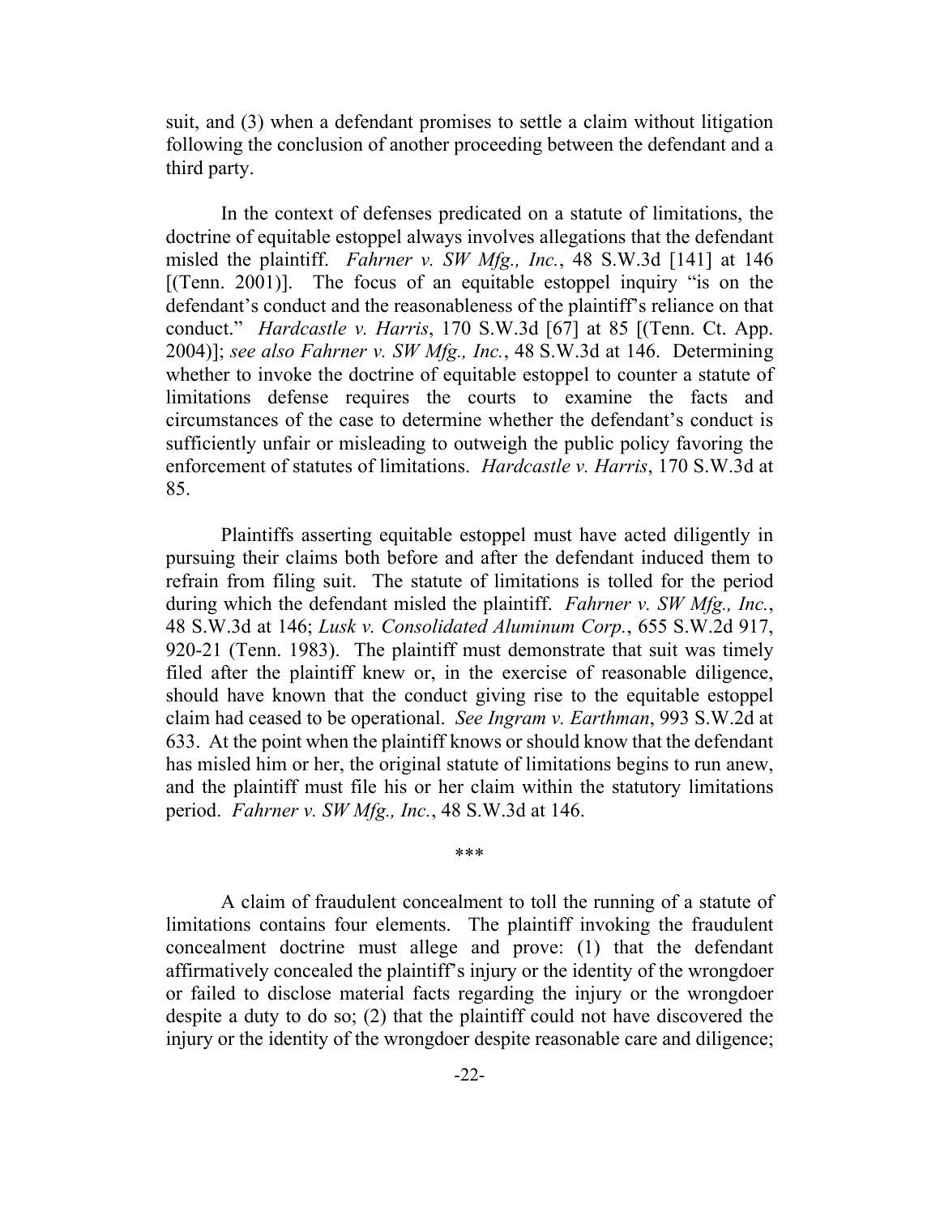suit, and (3) when a defendant promises to settle a claim without litigation following the conclusion of another proceeding between the defendant and a third party.

In the context of defenses predicated on a statute of limitations, the doctrine of equitable estoppel always involves allegations that the defendant misled the plaintiff. *Fahrner v. SW Mfg., Inc.*, 48 S.W.3d [141] at 146 [(Tenn. 2001)]. The focus of an equitable estoppel inquiry "is on the defendant's conduct and the reasonableness of the plaintiff's reliance on that conduct." *Hardcastle v. Harris*, 170 S.W.3d [67] at 85 [(Tenn. Ct. App. 2004)]; *see also Fahrner v. SW Mfg., Inc.*, 48 S.W.3d at 146. Determining whether to invoke the doctrine of equitable estoppel to counter a statute of limitations defense requires the courts to examine the facts and circumstances of the case to determine whether the defendant's conduct is sufficiently unfair or misleading to outweigh the public policy favoring the enforcement of statutes of limitations. *Hardcastle v. Harris*, 170 S.W.3d at 85.

Plaintiffs asserting equitable estoppel must have acted diligently in pursuing their claims both before and after the defendant induced them to refrain from filing suit. The statute of limitations is tolled for the period during which the defendant misled the plaintiff. *Fahrner v. SW Mfg., Inc.*, 48 S.W.3d at 146; *Lusk v. Consolidated Aluminum Corp.*, 655 S.W.2d 917, 920-21 (Tenn. 1983). The plaintiff must demonstrate that suit was timely filed after the plaintiff knew or, in the exercise of reasonable diligence, should have known that the conduct giving rise to the equitable estoppel claim had ceased to be operational. *See Ingram v. Earthman*, 993 S.W.2d at 633. At the point when the plaintiff knows or should know that the defendant has misled him or her, the original statute of limitations begins to run anew, and the plaintiff must file his or her claim within the statutory limitations period. *Fahrner v. SW Mfg., Inc.*, 48 S.W.3d at 146.

***

A claim of fraudulent concealment to toll the running of a statute of limitations contains four elements. The plaintiff invoking the fraudulent concealment doctrine must allege and prove: (1) that the defendant affirmatively concealed the plaintiff's injury or the identity of the wrongdoer or failed to disclose material facts regarding the injury or the wrongdoer despite a duty to do so; (2) that the plaintiff could not have discovered the injury or the identity of the wrongdoer despite reasonable care and diligence;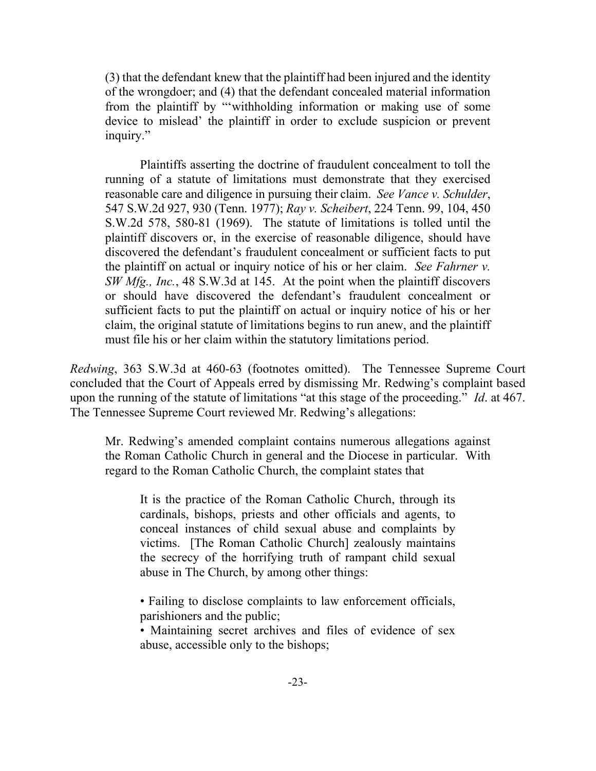> (3) that the defendant knew that the plaintiff had been injured and the identity of the wrongdoer; and (4) that the defendant concealed material information from the plaintiff by "'withholding information or making use of some device to mislead' the plaintiff in order to exclude suspicion or prevent inquiry."
>
> Plaintiffs asserting the doctrine of fraudulent concealment to toll the running of a statute of limitations must demonstrate that they exercised reasonable care and diligence in pursuing their claim. *See Vance v. Schulder*, 547 S.W.2d 927, 930 (Tenn. 1977); *Ray v. Scheibert*, 224 Tenn. 99, 104, 450 S.W.2d 578, 580-81 (1969). The statute of limitations is tolled until the plaintiff discovers or, in the exercise of reasonable diligence, should have discovered the defendant's fraudulent concealment or sufficient facts to put the plaintiff on actual or inquiry notice of his or her claim. *See Fahrner v. SW Mfg., Inc.*, 48 S.W.3d at 145. At the point when the plaintiff discovers or should have discovered the defendant's fraudulent concealment or sufficient facts to put the plaintiff on actual or inquiry notice of his or her claim, the original statute of limitations begins to run anew, and the plaintiff must file his or her claim within the statutory limitations period.

*Redwing*, 363 S.W.3d at 460-63 (footnotes omitted). The Tennessee Supreme Court concluded that the Court of Appeals erred by dismissing Mr. Redwing's complaint based upon the running of the statute of limitations "at this stage of the proceeding." *Id*. at 467. The Tennessee Supreme Court reviewed Mr. Redwing's allegations:

> Mr. Redwing's amended complaint contains numerous allegations against the Roman Catholic Church in general and the Diocese in particular. With regard to the Roman Catholic Church, the complaint states that
>
> > It is the practice of the Roman Catholic Church, through its cardinals, bishops, priests and other officials and agents, to conceal instances of child sexual abuse and complaints by victims. [The Roman Catholic Church] zealously maintains the secrecy of the horrifying truth of rampant child sexual abuse in The Church, by among other things:
> >
> > • Failing to disclose complaints to law enforcement officials, parishioners and the public;
> > • Maintaining secret archives and files of evidence of sex abuse, accessible only to the bishops;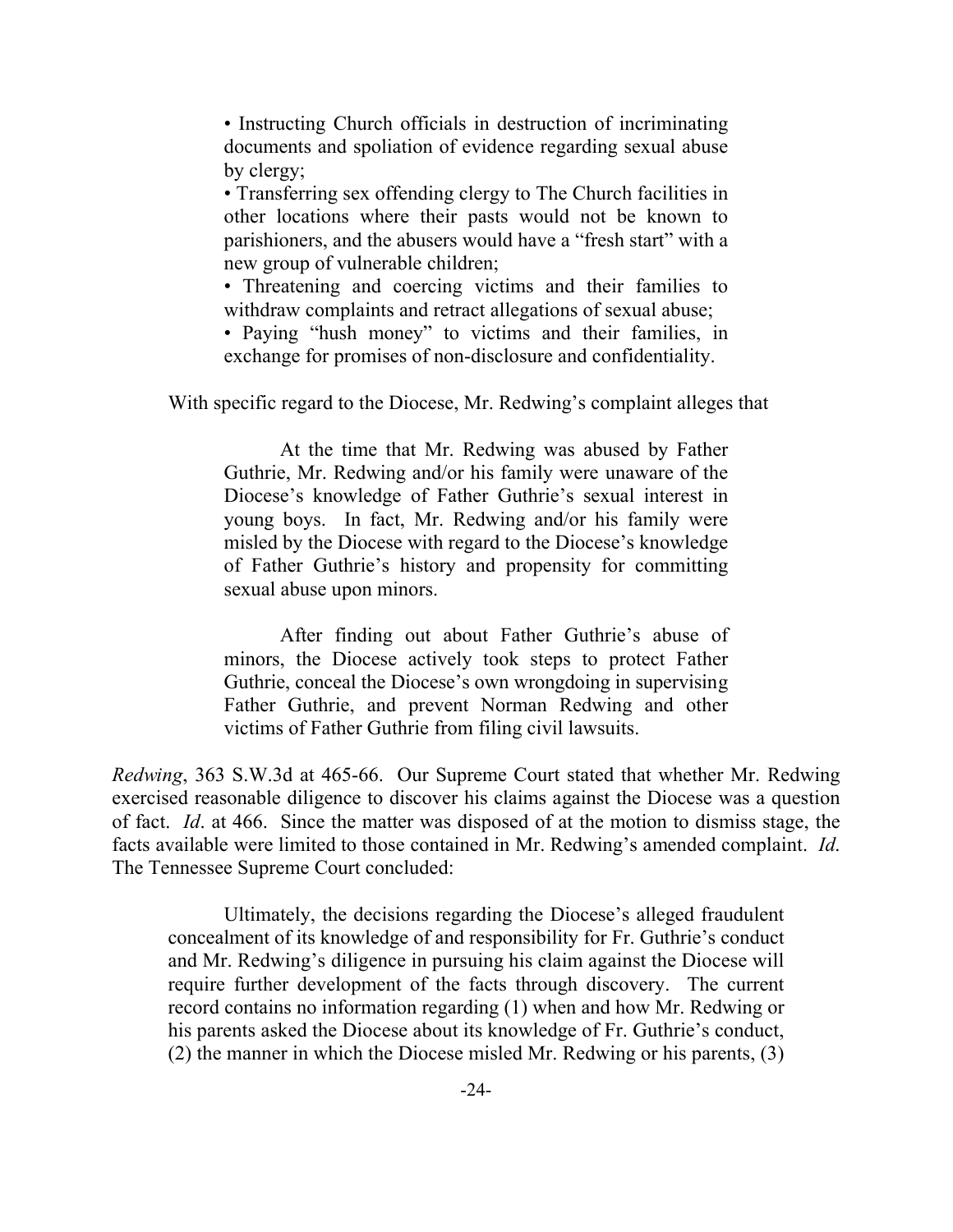> • Instructing Church officials in destruction of incriminating documents and spoliation of evidence regarding sexual abuse by clergy;
>
> • Transferring sex offending clergy to The Church facilities in other locations where their pasts would not be known to parishioners, and the abusers would have a "fresh start" with a new group of vulnerable children;
>
> • Threatening and coercing victims and their families to withdraw complaints and retract allegations of sexual abuse;
>
> • Paying "hush money" to victims and their families, in exchange for promises of non-disclosure and confidentiality.

With specific regard to the Diocese, Mr. Redwing's complaint alleges that

> At the time that Mr. Redwing was abused by Father Guthrie, Mr. Redwing and/or his family were unaware of the Diocese's knowledge of Father Guthrie's sexual interest in young boys. In fact, Mr. Redwing and/or his family were misled by the Diocese with regard to the Diocese's knowledge of Father Guthrie's history and propensity for committing sexual abuse upon minors.
>
> After finding out about Father Guthrie's abuse of minors, the Diocese actively took steps to protect Father Guthrie, conceal the Diocese's own wrongdoing in supervising Father Guthrie, and prevent Norman Redwing and other victims of Father Guthrie from filing civil lawsuits.

*Redwing*, 363 S.W.3d at 465-66. Our Supreme Court stated that whether Mr. Redwing exercised reasonable diligence to discover his claims against the Diocese was a question of fact. *Id*. at 466. Since the matter was disposed of at the motion to dismiss stage, the facts available were limited to those contained in Mr. Redwing's amended complaint. *Id*. The Tennessee Supreme Court concluded:

> Ultimately, the decisions regarding the Diocese's alleged fraudulent concealment of its knowledge of and responsibility for Fr. Guthrie's conduct and Mr. Redwing's diligence in pursuing his claim against the Diocese will require further development of the facts through discovery. The current record contains no information regarding (1) when and how Mr. Redwing or his parents asked the Diocese about its knowledge of Fr. Guthrie's conduct, (2) the manner in which the Diocese misled Mr. Redwing or his parents, (3)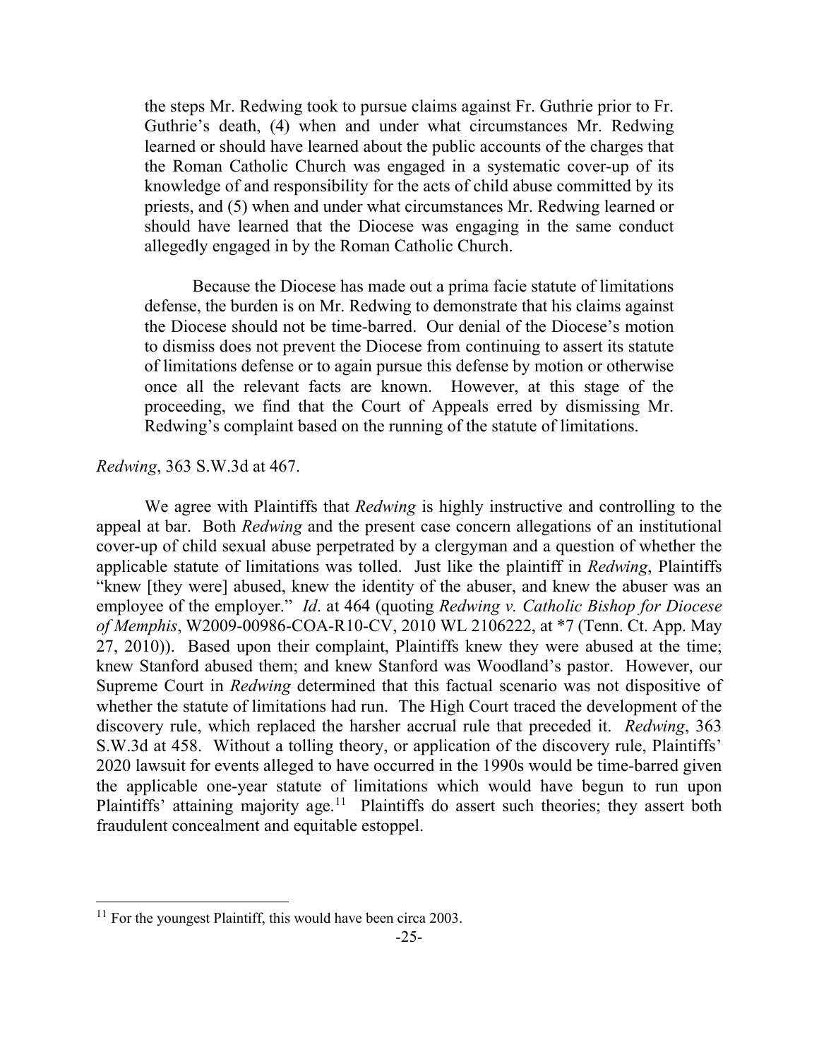the steps Mr. Redwing took to pursue claims against Fr. Guthrie prior to Fr. Guthrie's death, (4) when and under what circumstances Mr. Redwing learned or should have learned about the public accounts of the charges that the Roman Catholic Church was engaged in a systematic cover-up of its knowledge of and responsibility for the acts of child abuse committed by its priests, and (5) when and under what circumstances Mr. Redwing learned or should have learned that the Diocese was engaging in the same conduct allegedly engaged in by the Roman Catholic Church.

> Because the Diocese has made out a prima facie statute of limitations defense, the burden is on Mr. Redwing to demonstrate that his claims against the Diocese should not be time-barred. Our denial of the Diocese's motion to dismiss does not prevent the Diocese from continuing to assert its statute of limitations defense or to again pursue this defense by motion or otherwise once all the relevant facts are known. However, at this stage of the proceeding, we find that the Court of Appeals erred by dismissing Mr. Redwing's complaint based on the running of the statute of limitations.

*Redwing*, 363 S.W.3d at 467.

We agree with Plaintiffs that *Redwing* is highly instructive and controlling to the appeal at bar. Both *Redwing* and the present case concern allegations of an institutional cover-up of child sexual abuse perpetrated by a clergyman and a question of whether the applicable statute of limitations was tolled. Just like the plaintiff in *Redwing*, Plaintiffs "knew [they were] abused, knew the identity of the abuser, and knew the abuser was an employee of the employer." *Id*. at 464 (quoting *Redwing v. Catholic Bishop for Diocese of Memphis*, W2009-00986-COA-R10-CV, 2010 WL 2106222, at *7 (Tenn. Ct. App. May 27, 2010)). Based upon their complaint, Plaintiffs knew they were abused at the time; knew Stanford abused them; and knew Stanford was Woodland's pastor. However, our Supreme Court in *Redwing* determined that this factual scenario was not dispositive of whether the statute of limitations had run. The High Court traced the development of the discovery rule, which replaced the harsher accrual rule that preceded it. *Redwing*, 363 S.W.3d at 458. Without a tolling theory, or application of the discovery rule, Plaintiffs' 2020 lawsuit for events alleged to have occurred in the 1990s would be time-barred given the applicable one-year statute of limitations which would have begun to run upon Plaintiffs' attaining majority age.[11] Plaintiffs do assert such theories; they assert both fraudulent concealment and equitable estoppel.

[11] For the youngest Plaintiff, this would have been circa 2003.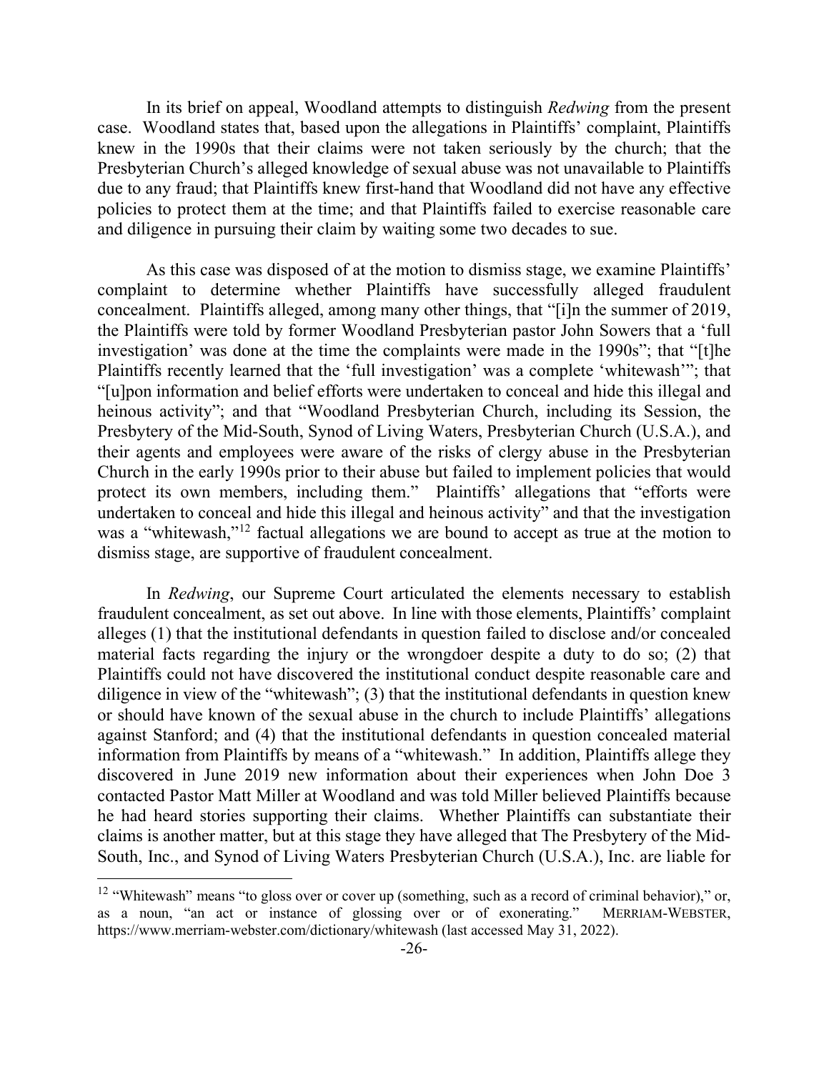In its brief on appeal, Woodland attempts to distinguish *Redwing* from the present case. Woodland states that, based upon the allegations in Plaintiffs' complaint, Plaintiffs knew in the 1990s that their claims were not taken seriously by the church; that the Presbyterian Church's alleged knowledge of sexual abuse was not unavailable to Plaintiffs due to any fraud; that Plaintiffs knew first-hand that Woodland did not have any effective policies to protect them at the time; and that Plaintiffs failed to exercise reasonable care and diligence in pursuing their claim by waiting some two decades to sue.

As this case was disposed of at the motion to dismiss stage, we examine Plaintiffs' complaint to determine whether Plaintiffs have successfully alleged fraudulent concealment. Plaintiffs alleged, among many other things, that "[i]n the summer of 2019, the Plaintiffs were told by former Woodland Presbyterian pastor John Sowers that a 'full investigation' was done at the time the complaints were made in the 1990s"; that "[t]he Plaintiffs recently learned that the 'full investigation' was a complete 'whitewash'"; that "[u]pon information and belief efforts were undertaken to conceal and hide this illegal and heinous activity"; and that "Woodland Presbyterian Church, including its Session, the Presbytery of the Mid-South, Synod of Living Waters, Presbyterian Church (U.S.A.), and their agents and employees were aware of the risks of clergy abuse in the Presbyterian Church in the early 1990s prior to their abuse but failed to implement policies that would protect its own members, including them." Plaintiffs' allegations that "efforts were undertaken to conceal and hide this illegal and heinous activity" and that the investigation was a "whitewash,"[12] factual allegations we are bound to accept as true at the motion to dismiss stage, are supportive of fraudulent concealment.

In *Redwing*, our Supreme Court articulated the elements necessary to establish fraudulent concealment, as set out above. In line with those elements, Plaintiffs' complaint alleges (1) that the institutional defendants in question failed to disclose and/or concealed material facts regarding the injury or the wrongdoer despite a duty to do so; (2) that Plaintiffs could not have discovered the institutional conduct despite reasonable care and diligence in view of the "whitewash"; (3) that the institutional defendants in question knew or should have known of the sexual abuse in the church to include Plaintiffs' allegations against Stanford; and (4) that the institutional defendants in question concealed material information from Plaintiffs by means of a "whitewash." In addition, Plaintiffs allege they discovered in June 2019 new information about their experiences when John Doe 3 contacted Pastor Matt Miller at Woodland and was told Miller believed Plaintiffs because he had heard stories supporting their claims. Whether Plaintiffs can substantiate their claims is another matter, but at this stage they have alleged that The Presbytery of the Mid-South, Inc., and Synod of Living Waters Presbyterian Church (U.S.A.), Inc. are liable for

---

[12] "Whitewash" means "to gloss over or cover up (something, such as a record of criminal behavior)," or, as a noun, "an act or instance of glossing over or of exonerating." MERRIAM-WEBSTER, https://www.merriam-webster.com/dictionary/whitewash (last accessed May 31, 2022).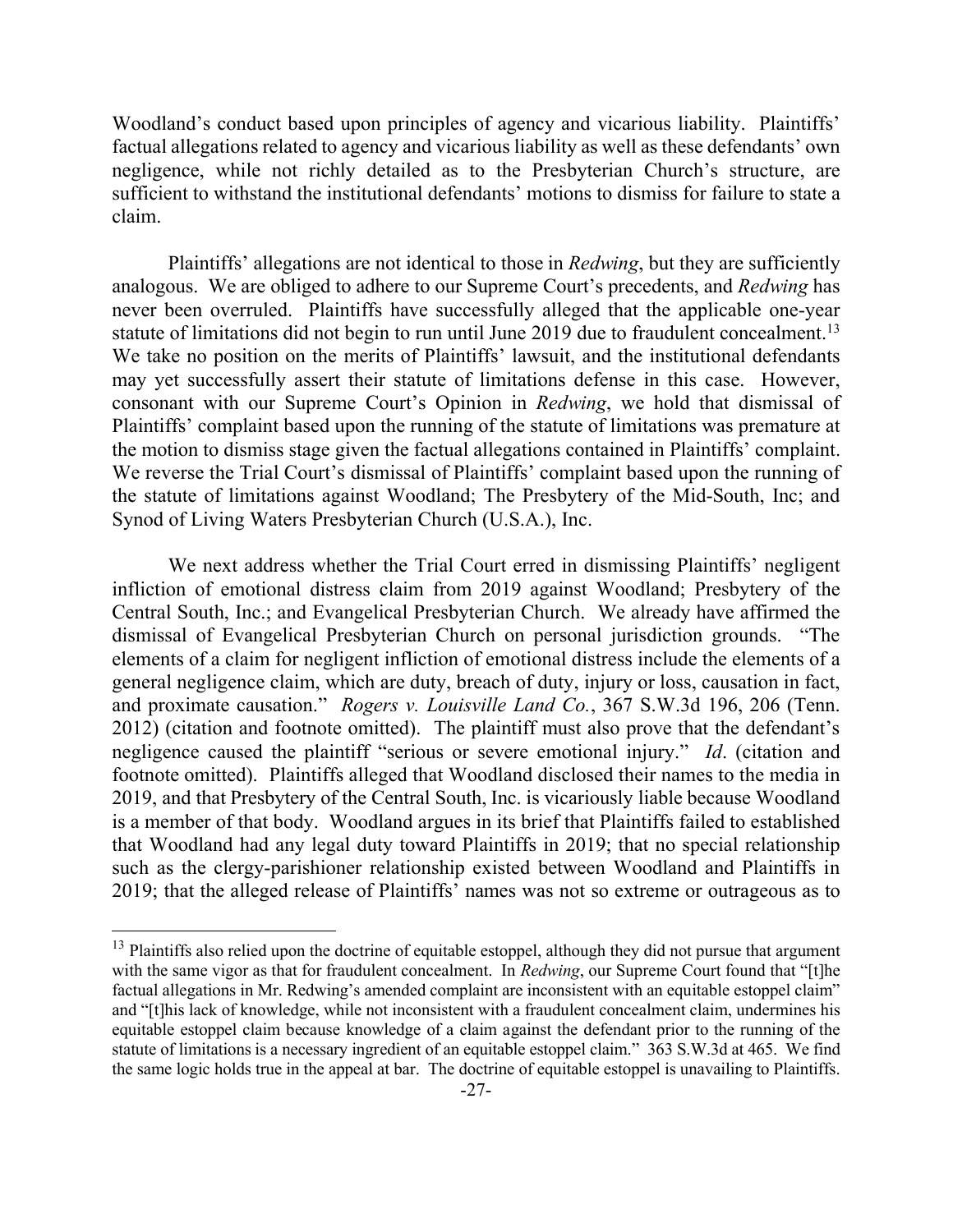Woodland's conduct based upon principles of agency and vicarious liability. Plaintiffs' factual allegations related to agency and vicarious liability as well as these defendants' own negligence, while not richly detailed as to the Presbyterian Church's structure, are sufficient to withstand the institutional defendants' motions to dismiss for failure to state a claim.

Plaintiffs' allegations are not identical to those in *Redwing*, but they are sufficiently analogous. We are obliged to adhere to our Supreme Court's precedents, and *Redwing* has never been overruled. Plaintiffs have successfully alleged that the applicable one-year statute of limitations did not begin to run until June 2019 due to fraudulent concealment.[13] We take no position on the merits of Plaintiffs' lawsuit, and the institutional defendants may yet successfully assert their statute of limitations defense in this case. However, consonant with our Supreme Court's Opinion in *Redwing*, we hold that dismissal of Plaintiffs' complaint based upon the running of the statute of limitations was premature at the motion to dismiss stage given the factual allegations contained in Plaintiffs' complaint. We reverse the Trial Court's dismissal of Plaintiffs' complaint based upon the running of the statute of limitations against Woodland; The Presbytery of the Mid-South, Inc; and Synod of Living Waters Presbyterian Church (U.S.A.), Inc.

We next address whether the Trial Court erred in dismissing Plaintiffs' negligent infliction of emotional distress claim from 2019 against Woodland; Presbytery of the Central South, Inc.; and Evangelical Presbyterian Church. We already have affirmed the dismissal of Evangelical Presbyterian Church on personal jurisdiction grounds. "The elements of a claim for negligent infliction of emotional distress include the elements of a general negligence claim, which are duty, breach of duty, injury or loss, causation in fact, and proximate causation." *Rogers v. Louisville Land Co.*, 367 S.W.3d 196, 206 (Tenn. 2012) (citation and footnote omitted). The plaintiff must also prove that the defendant's negligence caused the plaintiff "serious or severe emotional injury." *Id*. (citation and footnote omitted). Plaintiffs alleged that Woodland disclosed their names to the media in 2019, and that Presbytery of the Central South, Inc. is vicariously liable because Woodland is a member of that body. Woodland argues in its brief that Plaintiffs failed to established that Woodland had any legal duty toward Plaintiffs in 2019; that no special relationship such as the clergy-parishioner relationship existed between Woodland and Plaintiffs in 2019; that the alleged release of Plaintiffs' names was not so extreme or outrageous as to

---

[13] Plaintiffs also relied upon the doctrine of equitable estoppel, although they did not pursue that argument with the same vigor as that for fraudulent concealment. In *Redwing*, our Supreme Court found that "[t]he factual allegations in Mr. Redwing's amended complaint are inconsistent with an equitable estoppel claim" and "[t]his lack of knowledge, while not inconsistent with a fraudulent concealment claim, undermines his equitable estoppel claim because knowledge of a claim against the defendant prior to the running of the statute of limitations is a necessary ingredient of an equitable estoppel claim." 363 S.W.3d at 465. We find the same logic holds true in the appeal at bar. The doctrine of equitable estoppel is unavailing to Plaintiffs.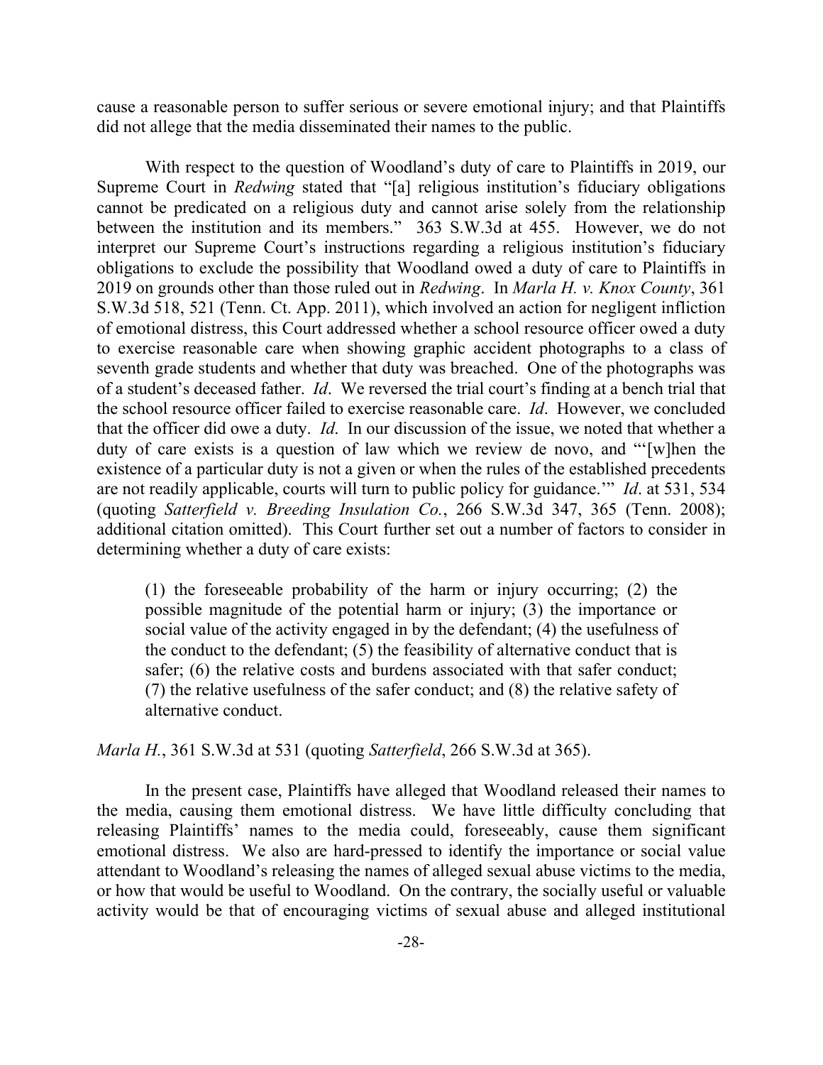cause a reasonable person to suffer serious or severe emotional injury; and that Plaintiffs did not allege that the media disseminated their names to the public.

With respect to the question of Woodland's duty of care to Plaintiffs in 2019, our Supreme Court in *Redwing* stated that "[a] religious institution's fiduciary obligations cannot be predicated on a religious duty and cannot arise solely from the relationship between the institution and its members." 363 S.W.3d at 455. However, we do not interpret our Supreme Court's instructions regarding a religious institution's fiduciary obligations to exclude the possibility that Woodland owed a duty of care to Plaintiffs in 2019 on grounds other than those ruled out in *Redwing*. In *Marla H. v. Knox County*, 361 S.W.3d 518, 521 (Tenn. Ct. App. 2011), which involved an action for negligent infliction of emotional distress, this Court addressed whether a school resource officer owed a duty to exercise reasonable care when showing graphic accident photographs to a class of seventh grade students and whether that duty was breached. One of the photographs was of a student's deceased father. *Id*. We reversed the trial court's finding at a bench trial that the school resource officer failed to exercise reasonable care. *Id*. However, we concluded that the officer did owe a duty. *Id*. In our discussion of the issue, we noted that whether a duty of care exists is a question of law which we review de novo, and "'[w]hen the existence of a particular duty is not a given or when the rules of the established precedents are not readily applicable, courts will turn to public policy for guidance.'" *Id*. at 531, 534 (quoting *Satterfield v. Breeding Insulation Co.*, 266 S.W.3d 347, 365 (Tenn. 2008); additional citation omitted). This Court further set out a number of factors to consider in determining whether a duty of care exists:

> (1) the foreseeable probability of the harm or injury occurring; (2) the possible magnitude of the potential harm or injury; (3) the importance or social value of the activity engaged in by the defendant; (4) the usefulness of the conduct to the defendant; (5) the feasibility of alternative conduct that is safer; (6) the relative costs and burdens associated with that safer conduct; (7) the relative usefulness of the safer conduct; and (8) the relative safety of alternative conduct.

*Marla H.*, 361 S.W.3d at 531 (quoting *Satterfield*, 266 S.W.3d at 365).

In the present case, Plaintiffs have alleged that Woodland released their names to the media, causing them emotional distress. We have little difficulty concluding that releasing Plaintiffs' names to the media could, foreseeably, cause them significant emotional distress. We also are hard-pressed to identify the importance or social value attendant to Woodland's releasing the names of alleged sexual abuse victims to the media, or how that would be useful to Woodland. On the contrary, the socially useful or valuable activity would be that of encouraging victims of sexual abuse and alleged institutional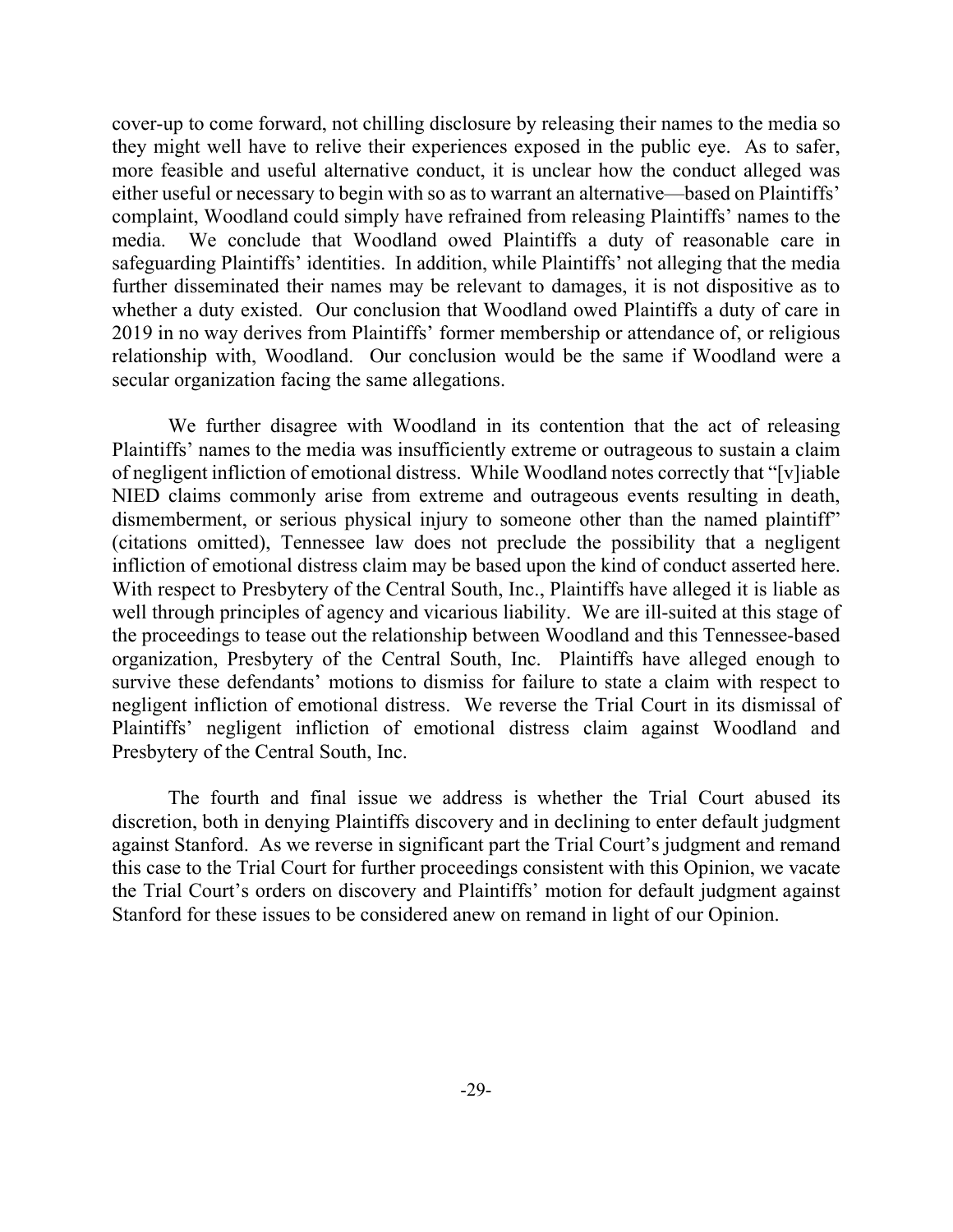cover-up to come forward, not chilling disclosure by releasing their names to the media so they might well have to relive their experiences exposed in the public eye. As to safer, more feasible and useful alternative conduct, it is unclear how the conduct alleged was either useful or necessary to begin with so as to warrant an alternative—based on Plaintiffs' complaint, Woodland could simply have refrained from releasing Plaintiffs' names to the media. We conclude that Woodland owed Plaintiffs a duty of reasonable care in safeguarding Plaintiffs' identities. In addition, while Plaintiffs' not alleging that the media further disseminated their names may be relevant to damages, it is not dispositive as to whether a duty existed. Our conclusion that Woodland owed Plaintiffs a duty of care in 2019 in no way derives from Plaintiffs' former membership or attendance of, or religious relationship with, Woodland. Our conclusion would be the same if Woodland were a secular organization facing the same allegations.

We further disagree with Woodland in its contention that the act of releasing Plaintiffs' names to the media was insufficiently extreme or outrageous to sustain a claim of negligent infliction of emotional distress. While Woodland notes correctly that "[v]iable NIED claims commonly arise from extreme and outrageous events resulting in death, dismemberment, or serious physical injury to someone other than the named plaintiff" (citations omitted), Tennessee law does not preclude the possibility that a negligent infliction of emotional distress claim may be based upon the kind of conduct asserted here. With respect to Presbytery of the Central South, Inc., Plaintiffs have alleged it is liable as well through principles of agency and vicarious liability. We are ill-suited at this stage of the proceedings to tease out the relationship between Woodland and this Tennessee-based organization, Presbytery of the Central South, Inc. Plaintiffs have alleged enough to survive these defendants' motions to dismiss for failure to state a claim with respect to negligent infliction of emotional distress. We reverse the Trial Court in its dismissal of Plaintiffs' negligent infliction of emotional distress claim against Woodland and Presbytery of the Central South, Inc.

The fourth and final issue we address is whether the Trial Court abused its discretion, both in denying Plaintiffs discovery and in declining to enter default judgment against Stanford. As we reverse in significant part the Trial Court's judgment and remand this case to the Trial Court for further proceedings consistent with this Opinion, we vacate the Trial Court's orders on discovery and Plaintiffs' motion for default judgment against Stanford for these issues to be considered anew on remand in light of our Opinion.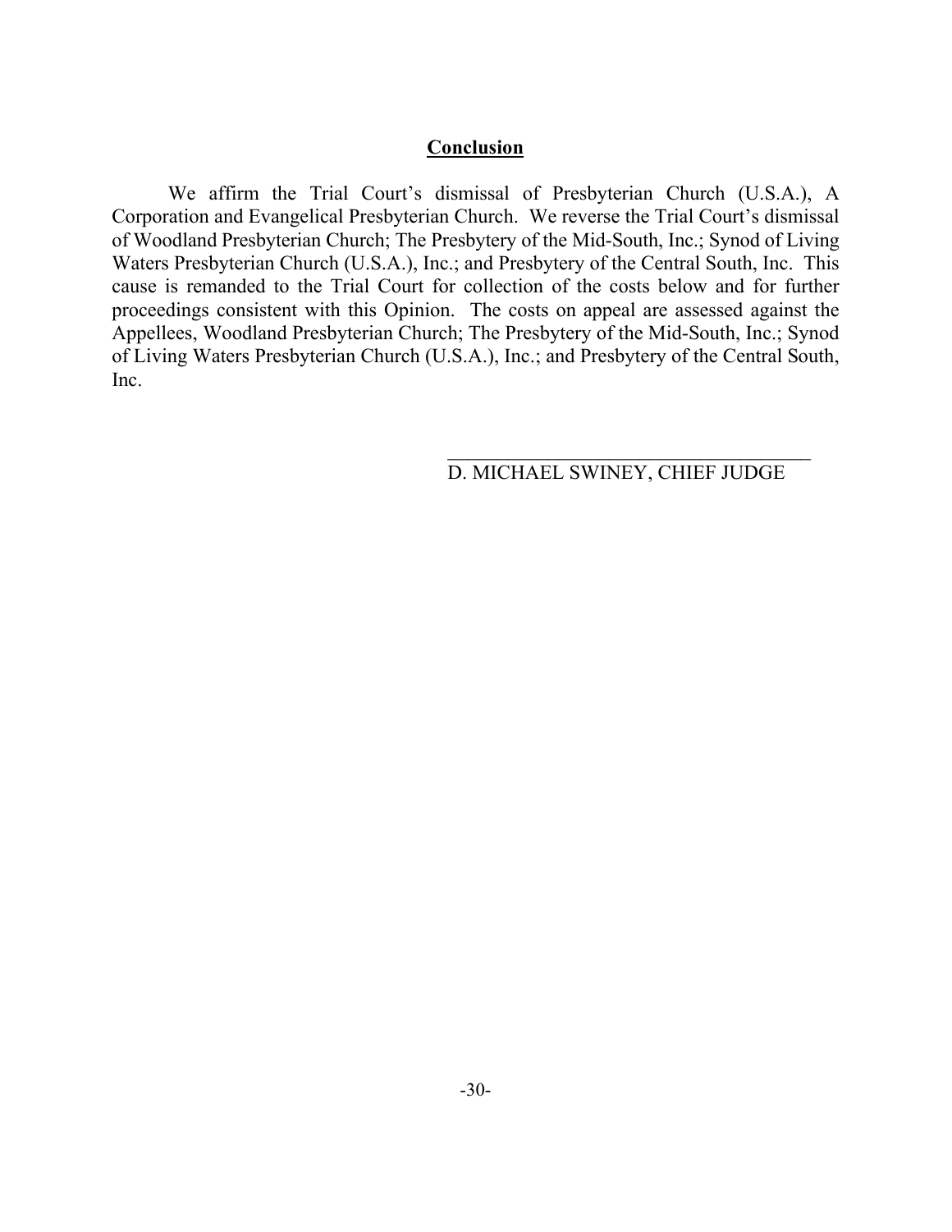## Conclusion

We affirm the Trial Court's dismissal of Presbyterian Church (U.S.A.), A Corporation and Evangelical Presbyterian Church. We reverse the Trial Court's dismissal of Woodland Presbyterian Church; The Presbytery of the Mid-South, Inc.; Synod of Living Waters Presbyterian Church (U.S.A.), Inc.; and Presbytery of the Central South, Inc. This cause is remanded to the Trial Court for collection of the costs below and for further proceedings consistent with this Opinion. The costs on appeal are assessed against the Appellees, Woodland Presbyterian Church; The Presbytery of the Mid-South, Inc.; Synod of Living Waters Presbyterian Church (U.S.A.), Inc.; and Presbytery of the Central South, Inc.

\_\_\_\_\_\_\_\_\_\_\_\_\_\_\_\_\_\_\_\_\_\_\_\_\_\_\_\_\_\_\_\_\_\_\_\_\_\_

D. MICHAEL SWINEY, CHIEF JUDGE